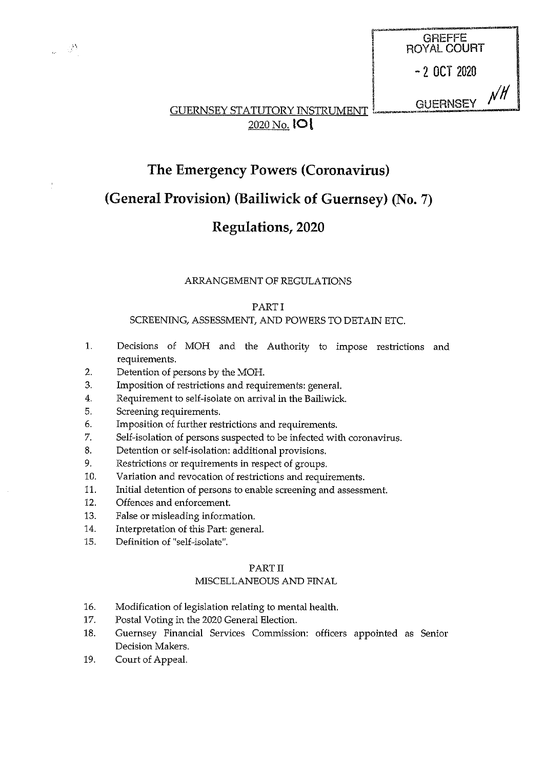GREFFE
ROYAL COURT

- 2 OCT 2020

GUERNSEY NH

GUERNSEY STATUTORY INSTRUMENT
2020 No. 101

# The Emergency Powers (Coronavirus) (General Provision) (Bailiwick of Guernsey) (No. 7) Regulations, 2020

ARRANGEMENT OF REGULATIONS

PART I
SCREENING, ASSESSMENT, AND POWERS TO DETAIN ETC.

1. Decisions of MOH and the Authority to impose restrictions and requirements.
2. Detention of persons by the MOH.
3. Imposition of restrictions and requirements: general.
4. Requirement to self-isolate on arrival in the Bailiwick.
5. Screening requirements.
6. Imposition of further restrictions and requirements.
7. Self-isolation of persons suspected to be infected with coronavirus.
8. Detention or self-isolation: additional provisions.
9. Restrictions or requirements in respect of groups.
10. Variation and revocation of restrictions and requirements.
11. Initial detention of persons to enable screening and assessment.
12. Offences and enforcement.
13. False or misleading information.
14. Interpretation of this Part: general.
15. Definition of "self-isolate".

PART II
MISCELLANEOUS AND FINAL

16. Modification of legislation relating to mental health.
17. Postal Voting in the 2020 General Election.
18. Guernsey Financial Services Commission: officers appointed as Senior Decision Makers.
19. Court of Appeal.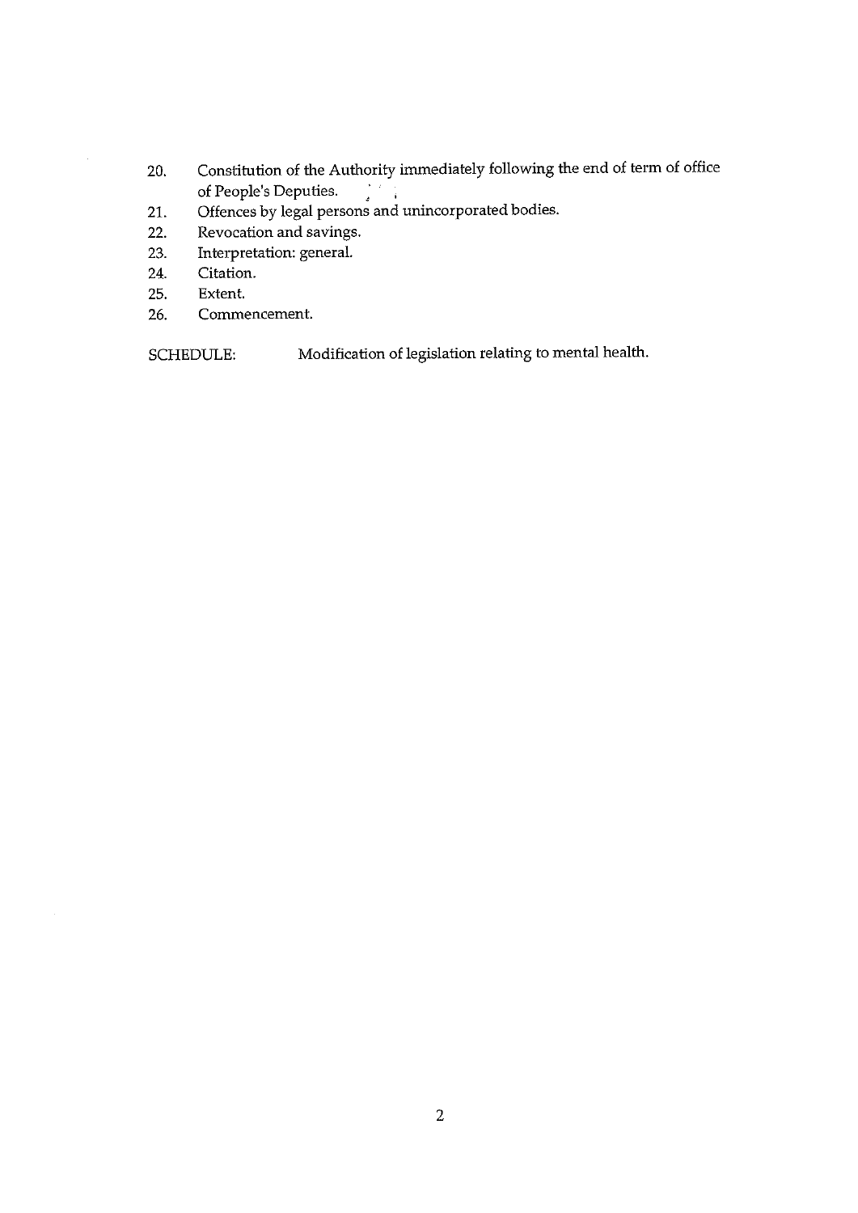20. Constitution of the Authority immediately following the end of term of office of People's Deputies.
21. Offences by legal persons and unincorporated bodies.
22. Revocation and savings.
23. Interpretation: general.
24. Citation.
25. Extent.
26. Commencement.

SCHEDULE: Modification of legislation relating to mental health.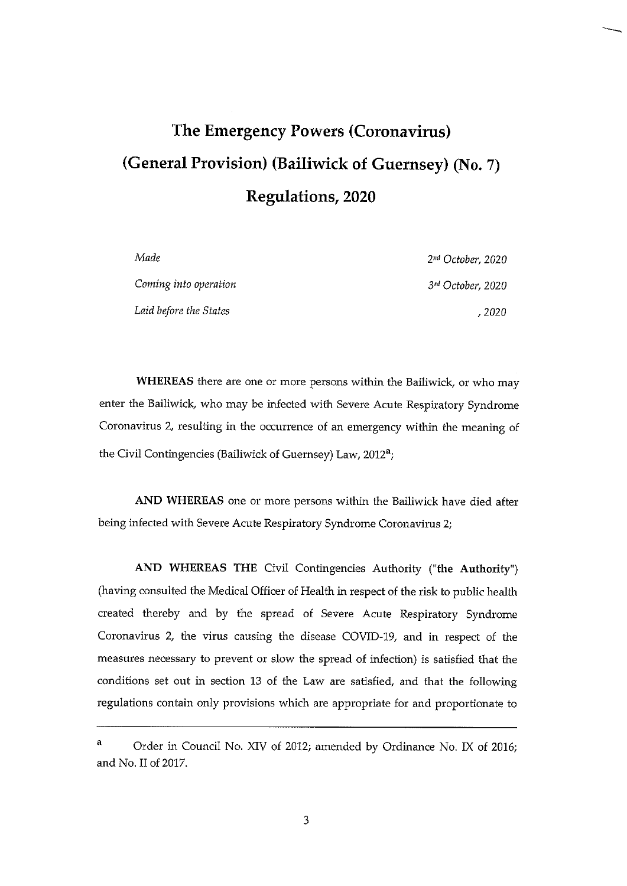# The Emergency Powers (Coronavirus) (General Provision) (Bailiwick of Guernsey) (No. 7) Regulations, 2020

| | |
|---|---|
| *Made* | *2nd October, 2020* |
| *Coming into operation* | *3rd October, 2020* |
| *Laid before the States* | *, 2020* |

**WHEREAS** there are one or more persons within the Bailiwick, or who may enter the Bailiwick, who may be infected with Severe Acute Respiratory Syndrome Coronavirus 2, resulting in the occurrence of an emergency within the meaning of the Civil Contingencies (Bailiwick of Guernsey) Law, 2012[a];

**AND WHEREAS** one or more persons within the Bailiwick have died after being infected with Severe Acute Respiratory Syndrome Coronavirus 2;

**AND WHEREAS THE** Civil Contingencies Authority ("**the Authority**") (having consulted the Medical Officer of Health in respect of the risk to public health created thereby and by the spread of Severe Acute Respiratory Syndrome Coronavirus 2, the virus causing the disease COVID-19, and in respect of the measures necessary to prevent or slow the spread of infection) is satisfied that the conditions set out in section 13 of the Law are satisfied, and that the following regulations contain only provisions which are appropriate for and proportionate to

---

[a] Order in Council No. XIV of 2012; amended by Ordinance No. IX of 2016; and No. II of 2017.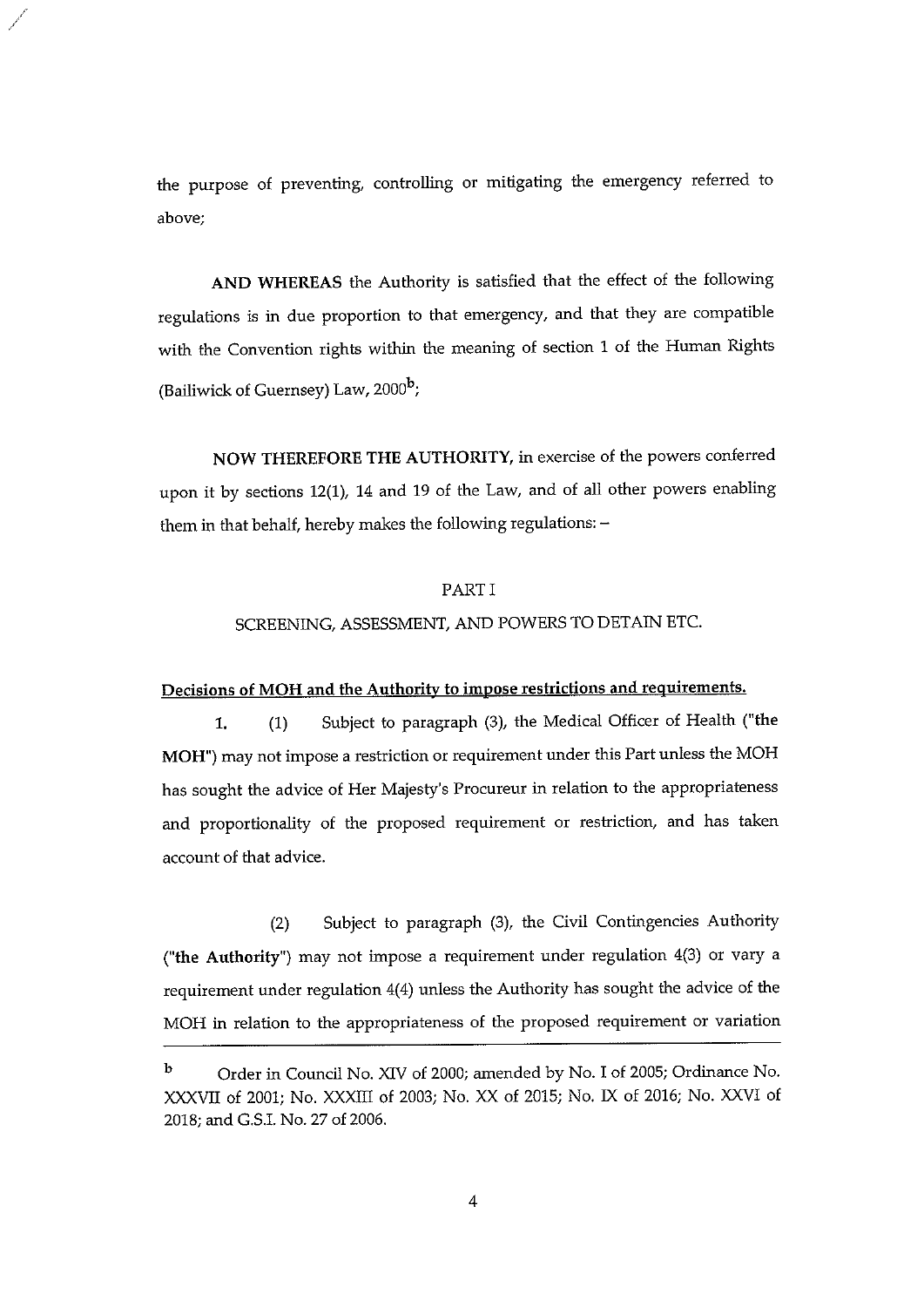the purpose of preventing, controlling or mitigating the emergency referred to above;

**AND WHEREAS** the Authority is satisfied that the effect of the following regulations is in due proportion to that emergency, and that they are compatible with the Convention rights within the meaning of section 1 of the Human Rights (Bailiwick of Guernsey) Law, 2000[b];

**NOW THEREFORE THE AUTHORITY**, in exercise of the powers conferred upon it by sections 12(1), 14 and 19 of the Law, and of all other powers enabling them in that behalf, hereby makes the following regulations: –

## PART I

## SCREENING, ASSESSMENT, AND POWERS TO DETAIN ETC.

**Decisions of MOH and the Authority to impose restrictions and requirements.**

1. (1) Subject to paragraph (3), the Medical Officer of Health ("**the MOH**") may not impose a restriction or requirement under this Part unless the MOH has sought the advice of Her Majesty's Procureur in relation to the appropriateness and proportionality of the proposed requirement or restriction, and has taken account of that advice.

(2) Subject to paragraph (3), the Civil Contingencies Authority ("**the Authority**") may not impose a requirement under regulation 4(3) or vary a requirement under regulation 4(4) unless the Authority has sought the advice of the MOH in relation to the appropriateness of the proposed requirement or variation

---

[b] Order in Council No. XIV of 2000; amended by No. I of 2005; Ordinance No. XXXVII of 2001; No. XXXIII of 2003; No. XX of 2015; No. IX of 2016; No. XXVI of 2018; and G.S.I. No. 27 of 2006.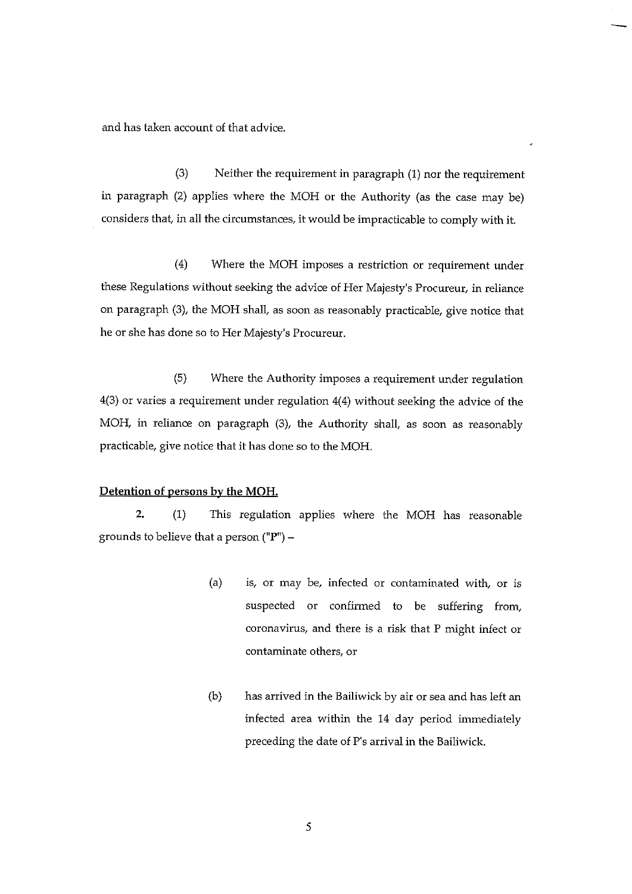and has taken account of that advice.

(3) Neither the requirement in paragraph (1) nor the requirement in paragraph (2) applies where the MOH or the Authority (as the case may be) considers that, in all the circumstances, it would be impracticable to comply with it.

(4) Where the MOH imposes a restriction or requirement under these Regulations without seeking the advice of Her Majesty's Procureur, in reliance on paragraph (3), the MOH shall, as soon as reasonably practicable, give notice that he or she has done so to Her Majesty's Procureur.

(5) Where the Authority imposes a requirement under regulation 4(3) or varies a requirement under regulation 4(4) without seeking the advice of the MOH, in reliance on paragraph (3), the Authority shall, as soon as reasonably practicable, give notice that it has done so to the MOH.

**Detention of persons by the MOH.**

**2.** (1) This regulation applies where the MOH has reasonable grounds to believe that a person (**"P"**) –

(a) is, or may be, infected or contaminated with, or is suspected or confirmed to be suffering from, coronavirus, and there is a risk that P might infect or contaminate others, or

(b) has arrived in the Bailiwick by air or sea and has left an infected area within the 14 day period immediately preceding the date of P's arrival in the Bailiwick.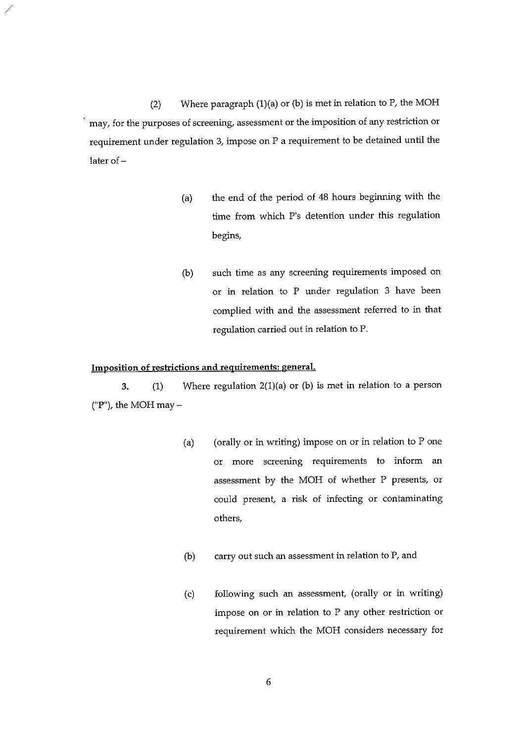(2) Where paragraph (1)(a) or (b) is met in relation to P, the MOH may, for the purposes of screening, assessment or the imposition of any restriction or requirement under regulation 3, impose on P a requirement to be detained until the later of –

(a) the end of the period of 48 hours beginning with the time from which P's detention under this regulation begins,

(b) such time as any screening requirements imposed on or in relation to P under regulation 3 have been complied with and the assessment referred to in that regulation carried out in relation to P.

**Imposition of restrictions and requirements: general.**

3. (1) Where regulation 2(1)(a) or (b) is met in relation to a person ("P"), the MOH may –

(a) (orally or in writing) impose on or in relation to P one or more screening requirements to inform an assessment by the MOH of whether P presents, or could present, a risk of infecting or contaminating others,

(b) carry out such an assessment in relation to P, and

(c) following such an assessment, (orally or in writing) impose on or in relation to P any other restriction or requirement which the MOH considers necessary for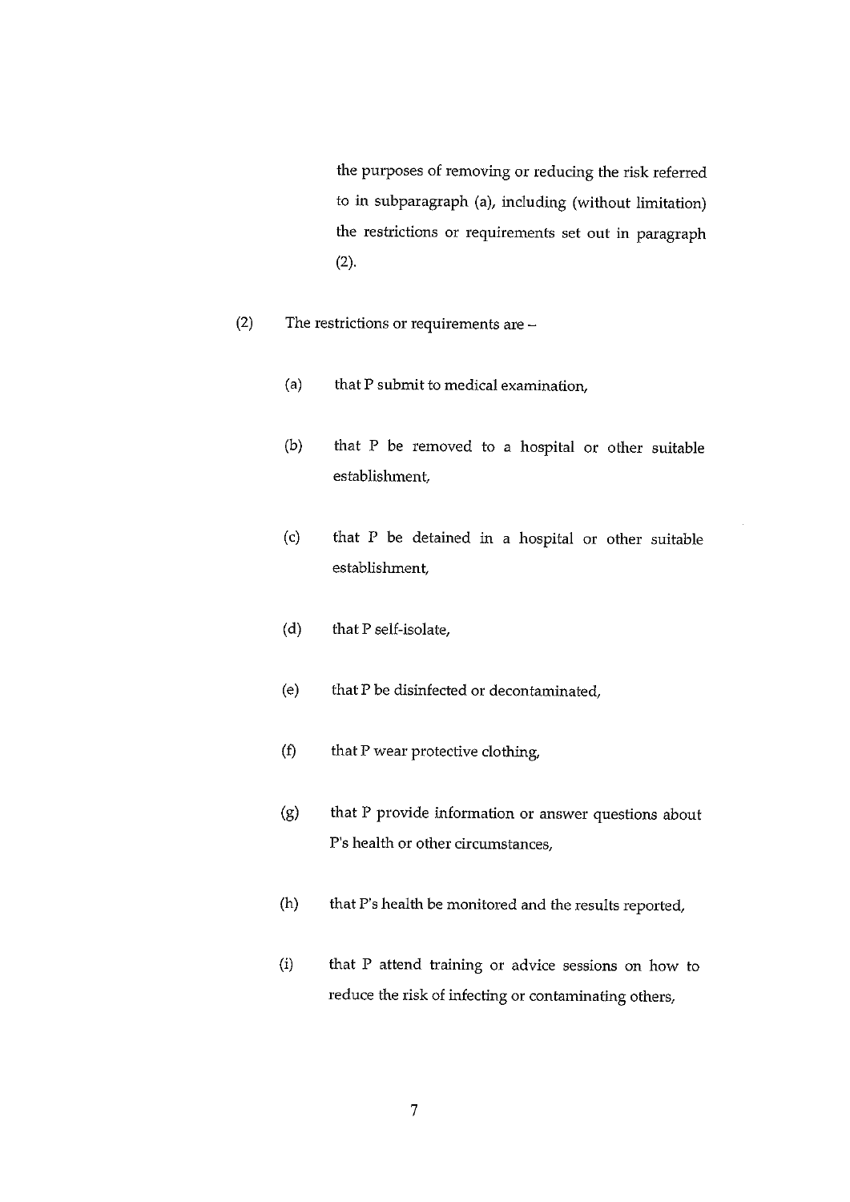the purposes of removing or reducing the risk referred to in subparagraph (a), including (without limitation) the restrictions or requirements set out in paragraph (2).

(2) The restrictions or requirements are –

(a) that P submit to medical examination,

(b) that P be removed to a hospital or other suitable establishment,

(c) that P be detained in a hospital or other suitable establishment,

(d) that P self-isolate,

(e) that P be disinfected or decontaminated,

(f) that P wear protective clothing,

(g) that P provide information or answer questions about P's health or other circumstances,

(h) that P's health be monitored and the results reported,

(i) that P attend training or advice sessions on how to reduce the risk of infecting or contaminating others,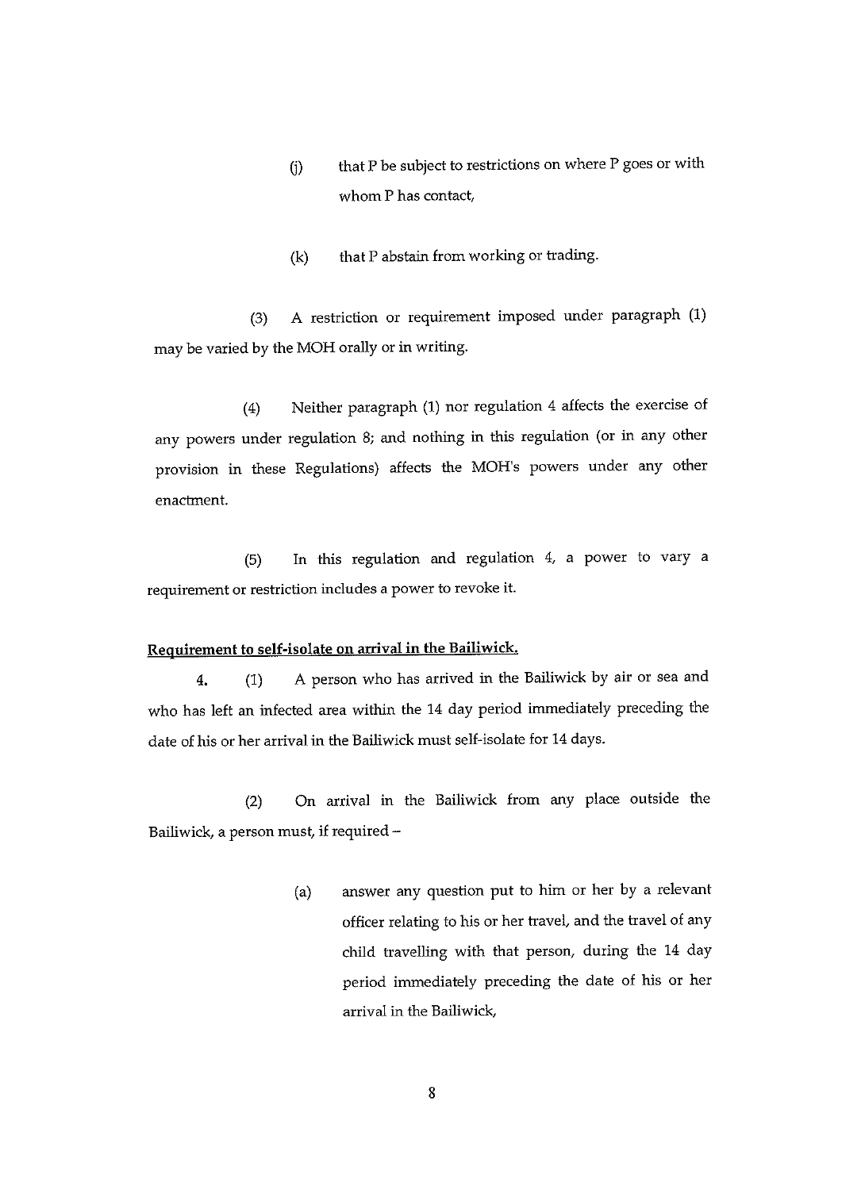(j) that P be subject to restrictions on where P goes or with whom P has contact,

(k) that P abstain from working or trading.

(3) A restriction or requirement imposed under paragraph (1) may be varied by the MOH orally or in writing.

(4) Neither paragraph (1) nor regulation 4 affects the exercise of any powers under regulation 8; and nothing in this regulation (or in any other provision in these Regulations) affects the MOH's powers under any other enactment.

(5) In this regulation and regulation 4, a power to vary a requirement or restriction includes a power to revoke it.

**Requirement to self-isolate on arrival in the Bailiwick.**

**4.** (1) A person who has arrived in the Bailiwick by air or sea and who has left an infected area within the 14 day period immediately preceding the date of his or her arrival in the Bailiwick must self-isolate for 14 days.

(2) On arrival in the Bailiwick from any place outside the Bailiwick, a person must, if required –

(a) answer any question put to him or her by a relevant officer relating to his or her travel, and the travel of any child travelling with that person, during the 14 day period immediately preceding the date of his or her arrival in the Bailiwick,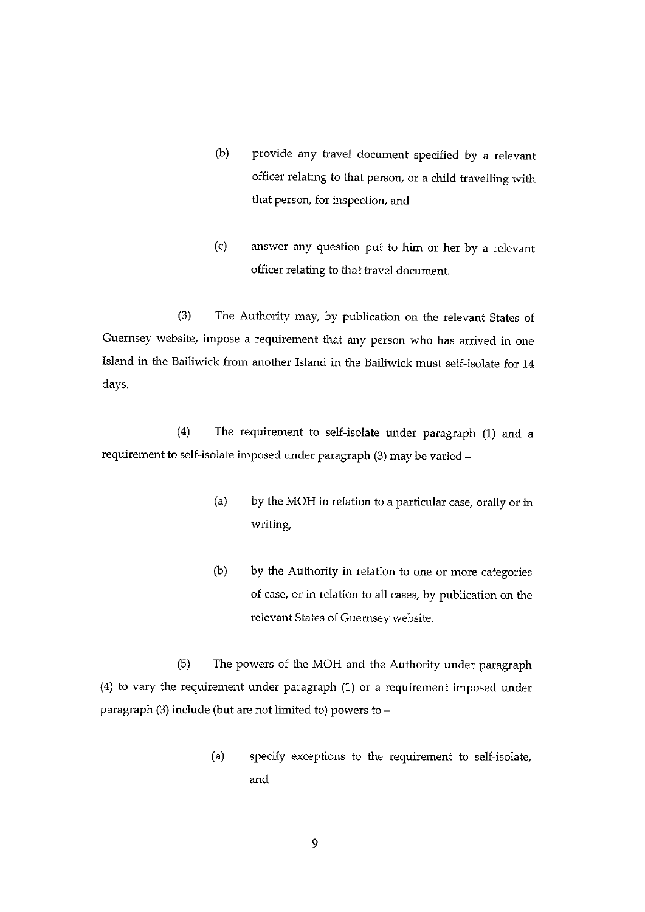(b) provide any travel document specified by a relevant officer relating to that person, or a child travelling with that person, for inspection, and

(c) answer any question put to him or her by a relevant officer relating to that travel document.

(3) The Authority may, by publication on the relevant States of Guernsey website, impose a requirement that any person who has arrived in one Island in the Bailiwick from another Island in the Bailiwick must self-isolate for 14 days.

(4) The requirement to self-isolate under paragraph (1) and a requirement to self-isolate imposed under paragraph (3) may be varied –

(a) by the MOH in relation to a particular case, orally or in writing,

(b) by the Authority in relation to one or more categories of case, or in relation to all cases, by publication on the relevant States of Guernsey website.

(5) The powers of the MOH and the Authority under paragraph (4) to vary the requirement under paragraph (1) or a requirement imposed under paragraph (3) include (but are not limited to) powers to –

(a) specify exceptions to the requirement to self-isolate, and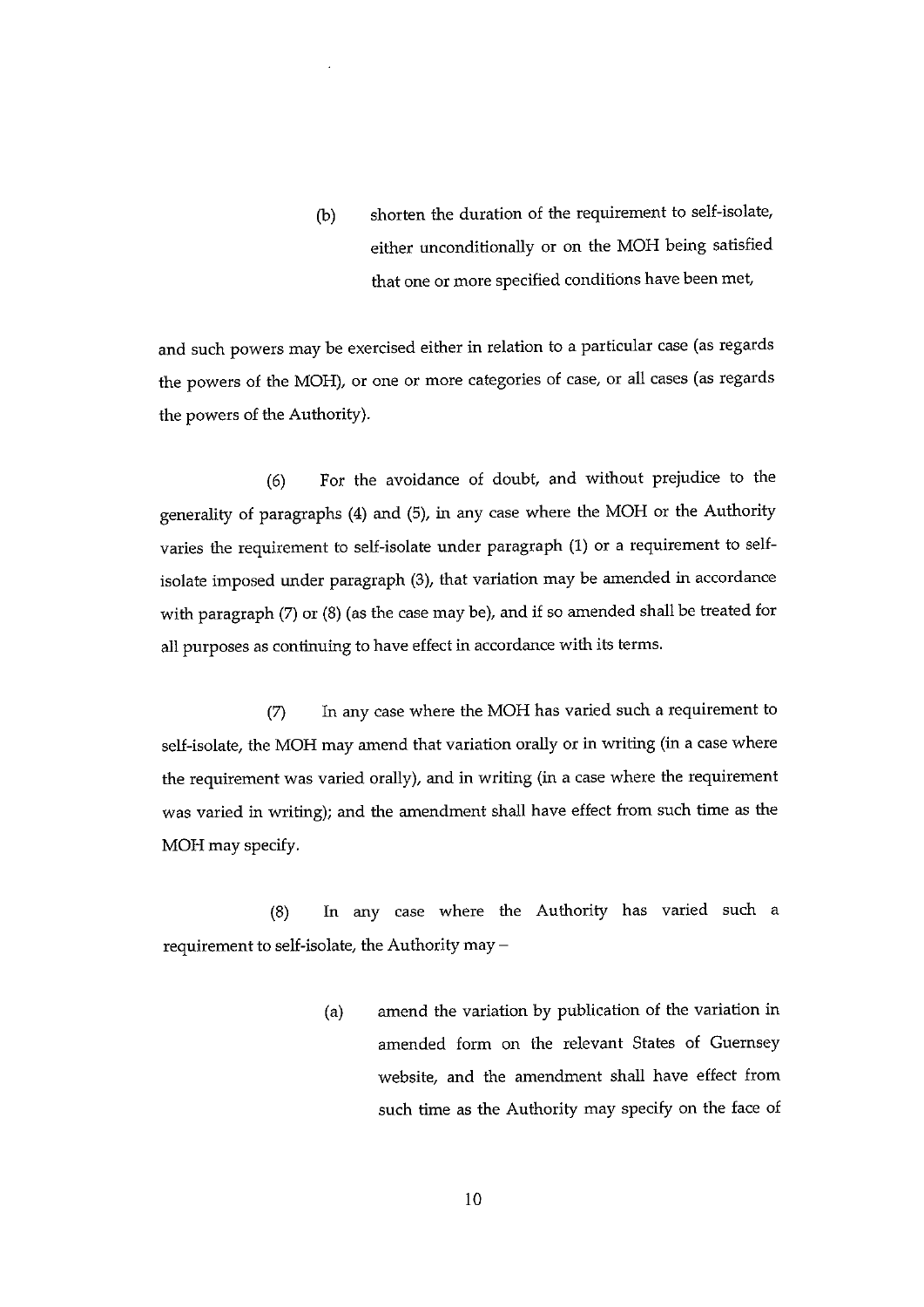(b) shorten the duration of the requirement to self-isolate, either unconditionally or on the MOH being satisfied that one or more specified conditions have been met,

and such powers may be exercised either in relation to a particular case (as regards the powers of the MOH), or one or more categories of case, or all cases (as regards the powers of the Authority).

(6) For the avoidance of doubt, and without prejudice to the generality of paragraphs (4) and (5), in any case where the MOH or the Authority varies the requirement to self-isolate under paragraph (1) or a requirement to self-isolate imposed under paragraph (3), that variation may be amended in accordance with paragraph (7) or (8) (as the case may be), and if so amended shall be treated for all purposes as continuing to have effect in accordance with its terms.

(7) In any case where the MOH has varied such a requirement to self-isolate, the MOH may amend that variation orally or in writing (in a case where the requirement was varied orally), and in writing (in a case where the requirement was varied in writing); and the amendment shall have effect from such time as the MOH may specify.

(8) In any case where the Authority has varied such a requirement to self-isolate, the Authority may –

(a) amend the variation by publication of the variation in amended form on the relevant States of Guernsey website, and the amendment shall have effect from such time as the Authority may specify on the face of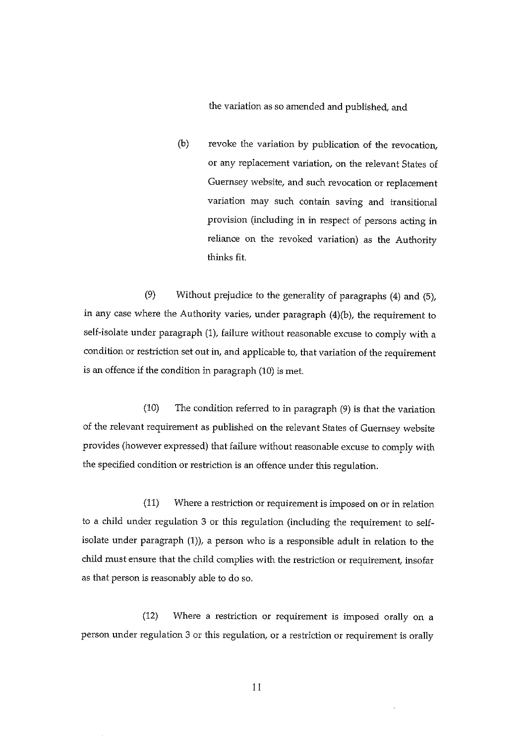the variation as so amended and published, and

(b) revoke the variation by publication of the revocation, or any replacement variation, on the relevant States of Guernsey website, and such revocation or replacement variation may such contain saving and transitional provision (including in in respect of persons acting in reliance on the revoked variation) as the Authority thinks fit.

(9) Without prejudice to the generality of paragraphs (4) and (5), in any case where the Authority varies, under paragraph (4)(b), the requirement to self-isolate under paragraph (1), failure without reasonable excuse to comply with a condition or restriction set out in, and applicable to, that variation of the requirement is an offence if the condition in paragraph (10) is met.

(10) The condition referred to in paragraph (9) is that the variation of the relevant requirement as published on the relevant States of Guernsey website provides (however expressed) that failure without reasonable excuse to comply with the specified condition or restriction is an offence under this regulation.

(11) Where a restriction or requirement is imposed on or in relation to a child under regulation 3 or this regulation (including the requirement to self-isolate under paragraph (1)), a person who is a responsible adult in relation to the child must ensure that the child complies with the restriction or requirement, insofar as that person is reasonably able to do so.

(12) Where a restriction or requirement is imposed orally on a person under regulation 3 or this regulation, or a restriction or requirement is orally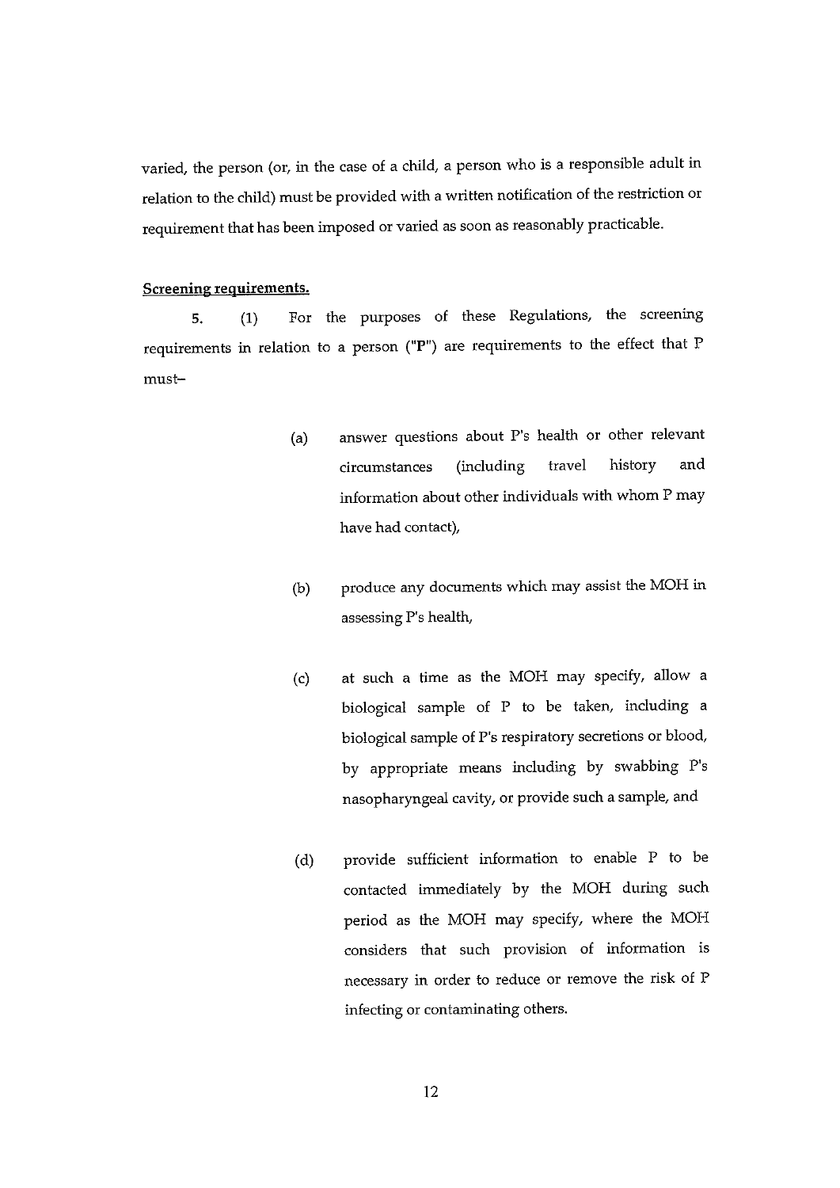varied, the person (or, in the case of a child, a person who is a responsible adult in relation to the child) must be provided with a written notification of the restriction or requirement that has been imposed or varied as soon as reasonably practicable.

**Screening requirements.**

5. (1) For the purposes of these Regulations, the screening requirements in relation to a person (**"P"**) are requirements to the effect that P must–

(a) answer questions about P's health or other relevant circumstances (including travel history and information about other individuals with whom P may have had contact),

(b) produce any documents which may assist the MOH in assessing P's health,

(c) at such a time as the MOH may specify, allow a biological sample of P to be taken, including a biological sample of P's respiratory secretions or blood, by appropriate means including by swabbing P's nasopharyngeal cavity, or provide such a sample, and

(d) provide sufficient information to enable P to be contacted immediately by the MOH during such period as the MOH may specify, where the MOH considers that such provision of information is necessary in order to reduce or remove the risk of P infecting or contaminating others.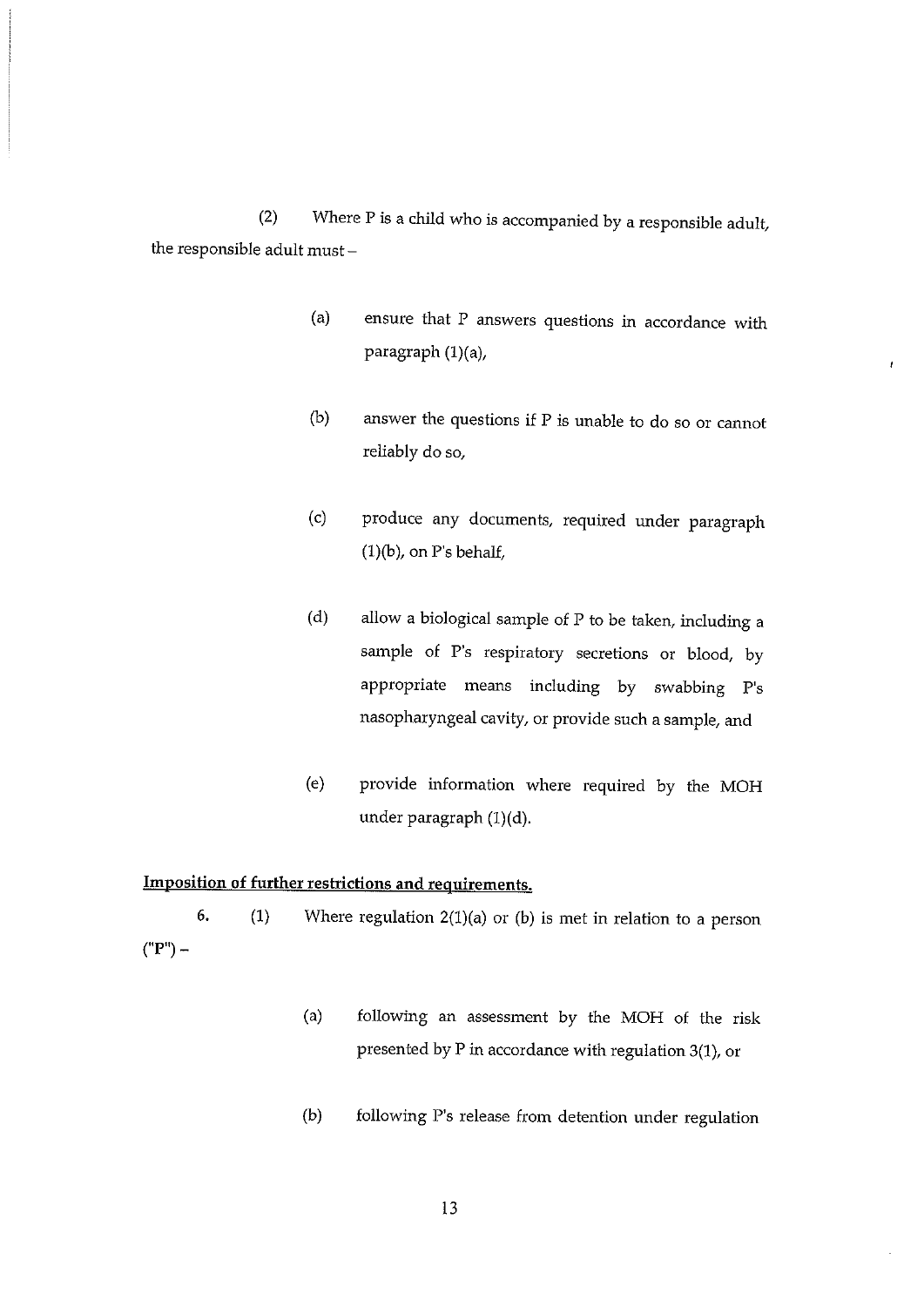(2) Where P is a child who is accompanied by a responsible adult, the responsible adult must –

(a) ensure that P answers questions in accordance with paragraph (1)(a),

(b) answer the questions if P is unable to do so or cannot reliably do so,

(c) produce any documents, required under paragraph (1)(b), on P's behalf,

(d) allow a biological sample of P to be taken, including a sample of P's respiratory secretions or blood, by appropriate means including by swabbing P's nasopharyngeal cavity, or provide such a sample, and

(e) provide information where required by the MOH under paragraph (1)(d).

**Imposition of further restrictions and requirements.**

6. (1) Where regulation 2(1)(a) or (b) is met in relation to a person ("P") –

(a) following an assessment by the MOH of the risk presented by P in accordance with regulation 3(1), or

(b) following P's release from detention under regulation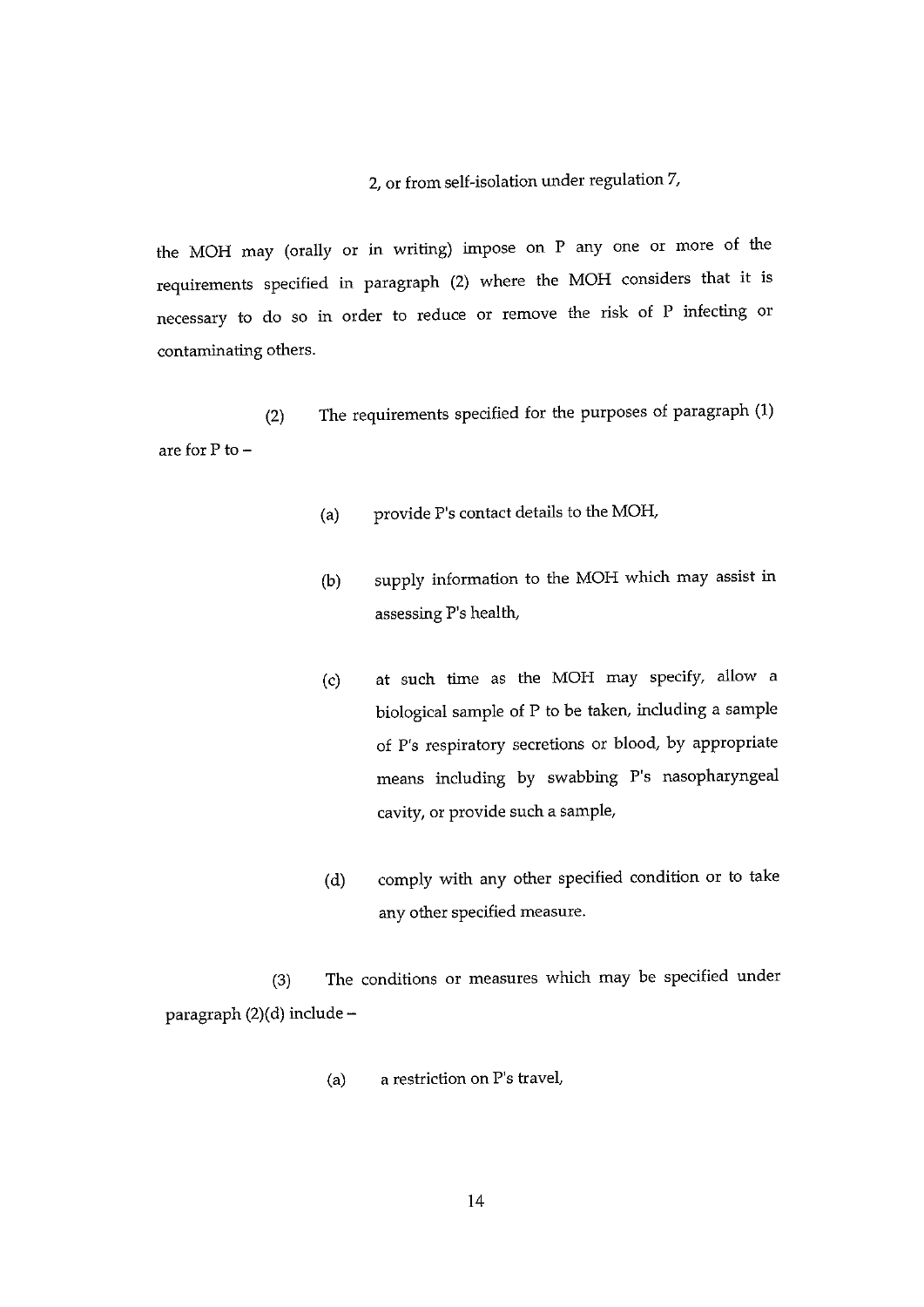2, or from self-isolation under regulation 7,

the MOH may (orally or in writing) impose on P any one or more of the requirements specified in paragraph (2) where the MOH considers that it is necessary to do so in order to reduce or remove the risk of P infecting or contaminating others.

(2) The requirements specified for the purposes of paragraph (1) are for P to –

(a) provide P's contact details to the MOH,

(b) supply information to the MOH which may assist in assessing P's health,

(c) at such time as the MOH may specify, allow a biological sample of P to be taken, including a sample of P's respiratory secretions or blood, by appropriate means including by swabbing P's nasopharyngeal cavity, or provide such a sample,

(d) comply with any other specified condition or to take any other specified measure.

(3) The conditions or measures which may be specified under paragraph (2)(d) include –

(a) a restriction on P's travel,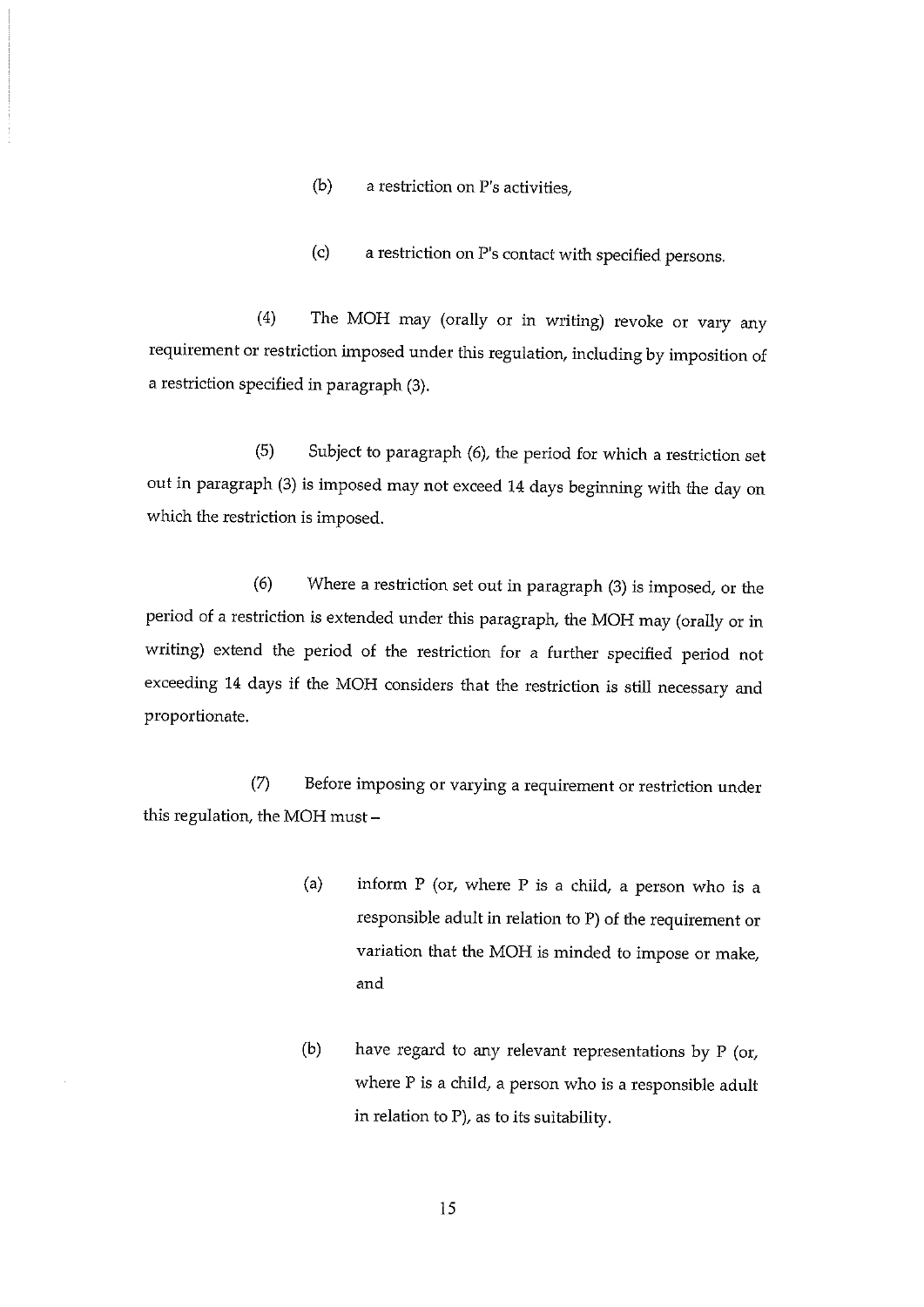(b) a restriction on P's activities,

(c) a restriction on P's contact with specified persons.

(4) The MOH may (orally or in writing) revoke or vary any requirement or restriction imposed under this regulation, including by imposition of a restriction specified in paragraph (3).

(5) Subject to paragraph (6), the period for which a restriction set out in paragraph (3) is imposed may not exceed 14 days beginning with the day on which the restriction is imposed.

(6) Where a restriction set out in paragraph (3) is imposed, or the period of a restriction is extended under this paragraph, the MOH may (orally or in writing) extend the period of the restriction for a further specified period not exceeding 14 days if the MOH considers that the restriction is still necessary and proportionate.

(7) Before imposing or varying a requirement or restriction under this regulation, the MOH must –

> (a) inform P (or, where P is a child, a person who is a responsible adult in relation to P) of the requirement or variation that the MOH is minded to impose or make, and
>
> (b) have regard to any relevant representations by P (or, where P is a child, a person who is a responsible adult in relation to P), as to its suitability.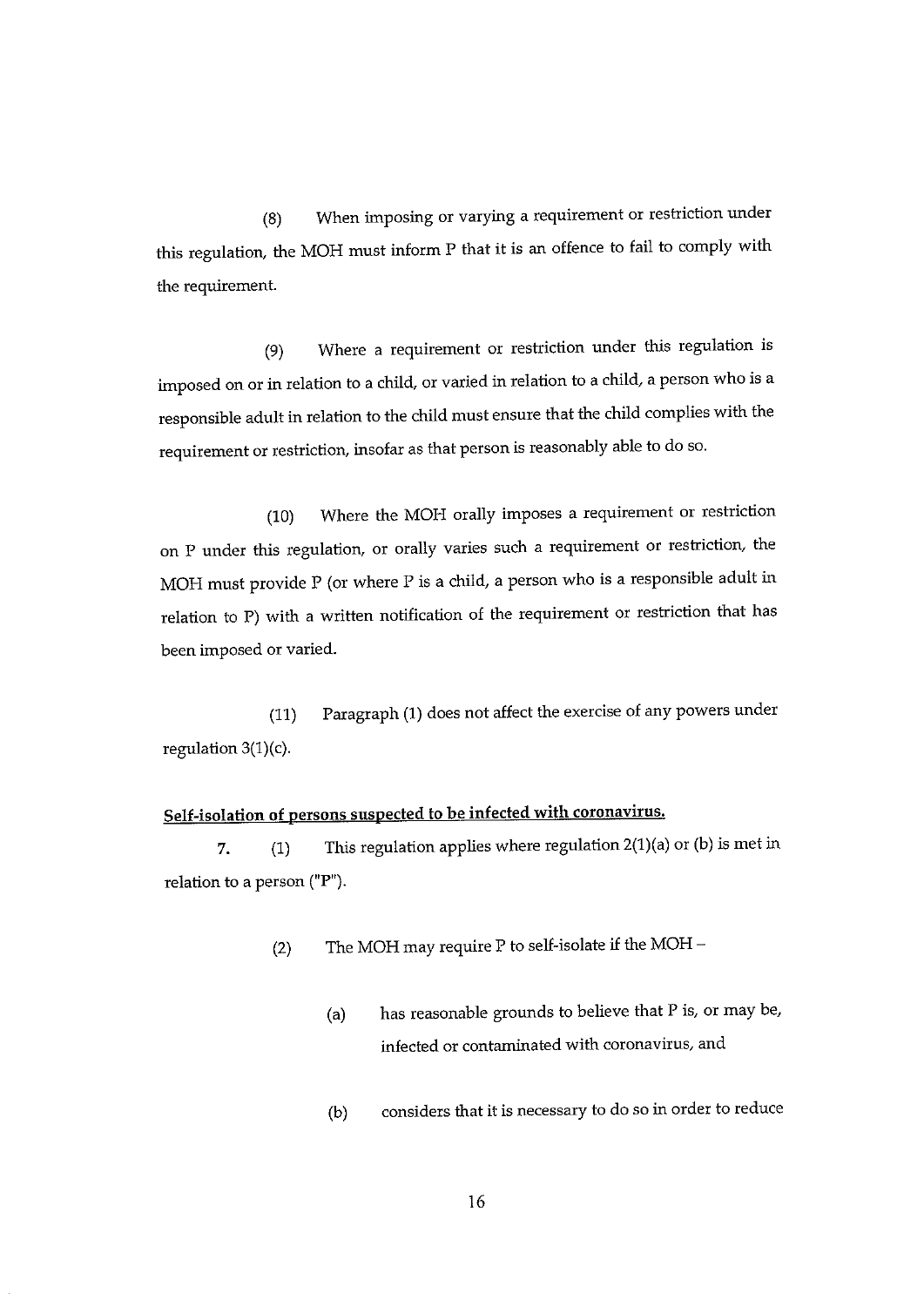(8) When imposing or varying a requirement or restriction under this regulation, the MOH must inform P that it is an offence to fail to comply with the requirement.

(9) Where a requirement or restriction under this regulation is imposed on or in relation to a child, or varied in relation to a child, a person who is a responsible adult in relation to the child must ensure that the child complies with the requirement or restriction, insofar as that person is reasonably able to do so.

(10) Where the MOH orally imposes a requirement or restriction on P under this regulation, or orally varies such a requirement or restriction, the MOH must provide P (or where P is a child, a person who is a responsible adult in relation to P) with a written notification of the requirement or restriction that has been imposed or varied.

(11) Paragraph (1) does not affect the exercise of any powers under regulation 3(1)(c).

**Self-isolation of persons suspected to be infected with coronavirus.**

**7.** (1) This regulation applies where regulation 2(1)(a) or (b) is met in relation to a person ("P").

(2) The MOH may require P to self-isolate if the MOH –

(a) has reasonable grounds to believe that P is, or may be, infected or contaminated with coronavirus, and

(b) considers that it is necessary to do so in order to reduce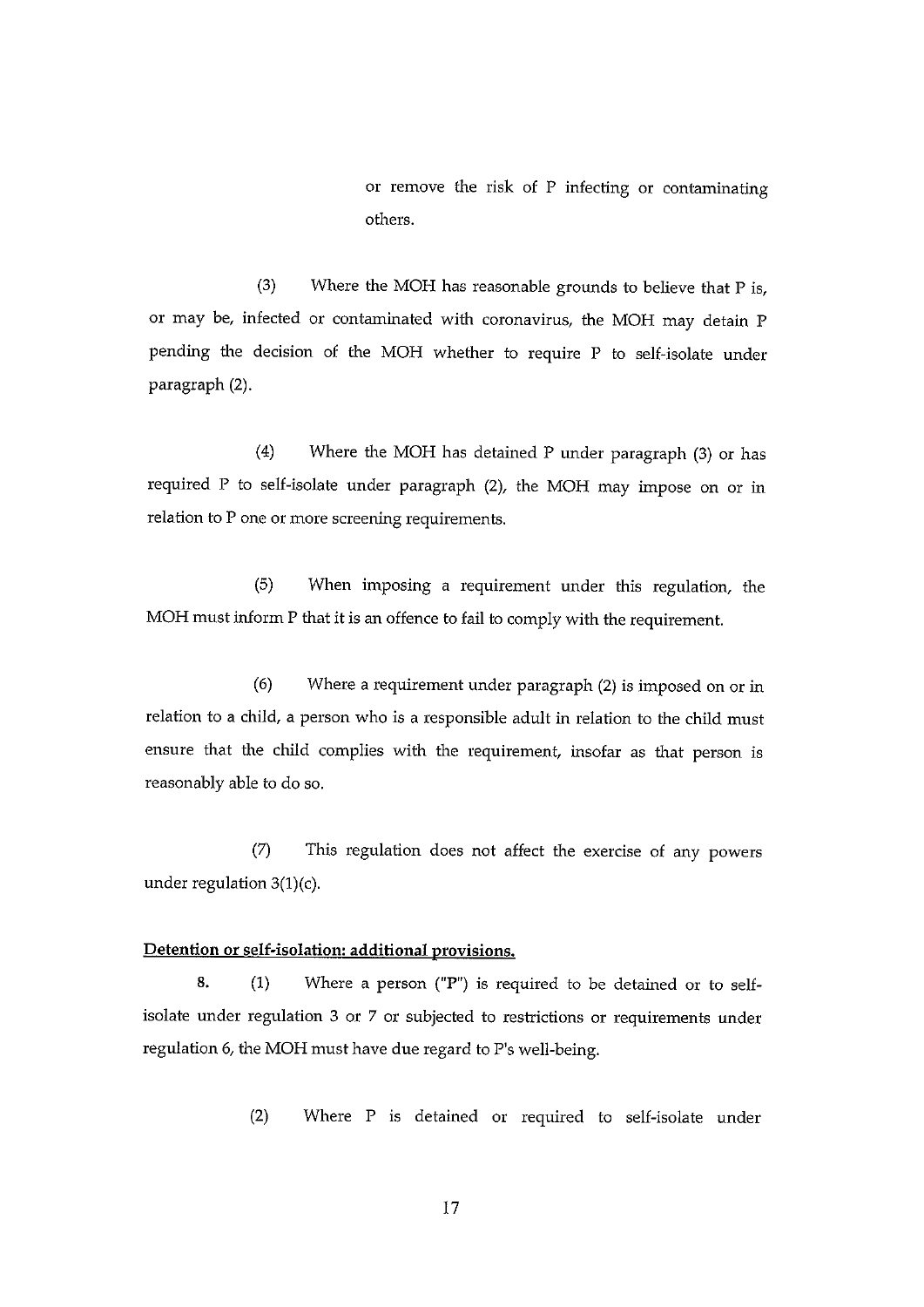or remove the risk of P infecting or contaminating others.

(3) Where the MOH has reasonable grounds to believe that P is, or may be, infected or contaminated with coronavirus, the MOH may detain P pending the decision of the MOH whether to require P to self-isolate under paragraph (2).

(4) Where the MOH has detained P under paragraph (3) or has required P to self-isolate under paragraph (2), the MOH may impose on or in relation to P one or more screening requirements.

(5) When imposing a requirement under this regulation, the MOH must inform P that it is an offence to fail to comply with the requirement.

(6) Where a requirement under paragraph (2) is imposed on or in relation to a child, a person who is a responsible adult in relation to the child must ensure that the child complies with the requirement, insofar as that person is reasonably able to do so.

(7) This regulation does not affect the exercise of any powers under regulation 3(1)(c).

**Detention or self-isolation: additional provisions.**

8. (1) Where a person ("P") is required to be detained or to self-isolate under regulation 3 or 7 or subjected to restrictions or requirements under regulation 6, the MOH must have due regard to P's well-being.

(2) Where P is detained or required to self-isolate under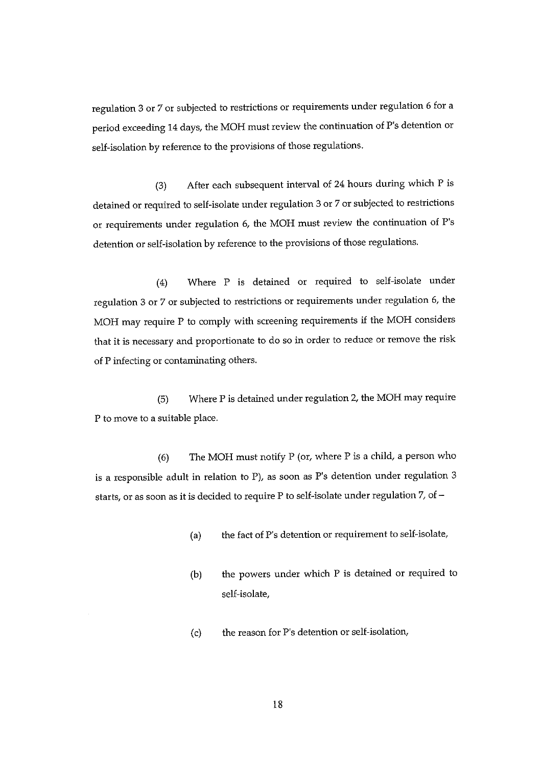regulation 3 or 7 or subjected to restrictions or requirements under regulation 6 for a period exceeding 14 days, the MOH must review the continuation of P's detention or self-isolation by reference to the provisions of those regulations.

(3) After each subsequent interval of 24 hours during which P is detained or required to self-isolate under regulation 3 or 7 or subjected to restrictions or requirements under regulation 6, the MOH must review the continuation of P's detention or self-isolation by reference to the provisions of those regulations.

(4) Where P is detained or required to self-isolate under regulation 3 or 7 or subjected to restrictions or requirements under regulation 6, the MOH may require P to comply with screening requirements if the MOH considers that it is necessary and proportionate to do so in order to reduce or remove the risk of P infecting or contaminating others.

(5) Where P is detained under regulation 2, the MOH may require P to move to a suitable place.

(6) The MOH must notify P (or, where P is a child, a person who is a responsible adult in relation to P), as soon as P's detention under regulation 3 starts, or as soon as it is decided to require P to self-isolate under regulation 7, of –

(a) the fact of P's detention or requirement to self-isolate,

(b) the powers under which P is detained or required to self-isolate,

(c) the reason for P's detention or self-isolation,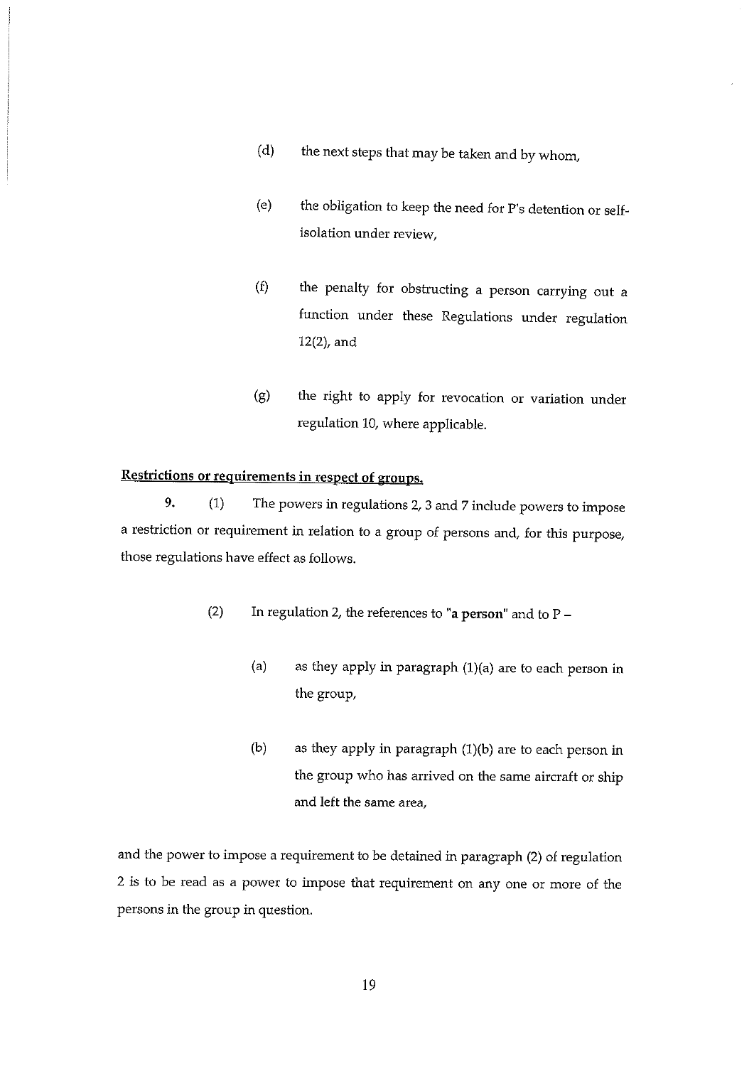(d) the next steps that may be taken and by whom,

(e) the obligation to keep the need for P's detention or self-isolation under review,

(f) the penalty for obstructing a person carrying out a function under these Regulations under regulation 12(2), and

(g) the right to apply for revocation or variation under regulation 10, where applicable.

**<u>Restrictions or requirements in respect of groups.</u>**

**9.** (1) The powers in regulations 2, 3 and 7 include powers to impose a restriction or requirement in relation to a group of persons and, for this purpose, those regulations have effect as follows.

(2) In regulation 2, the references to "**a person**" and to P –

(a) as they apply in paragraph (1)(a) are to each person in the group,

(b) as they apply in paragraph (1)(b) are to each person in the group who has arrived on the same aircraft or ship and left the same area,

and the power to impose a requirement to be detained in paragraph (2) of regulation 2 is to be read as a power to impose that requirement on any one or more of the persons in the group in question.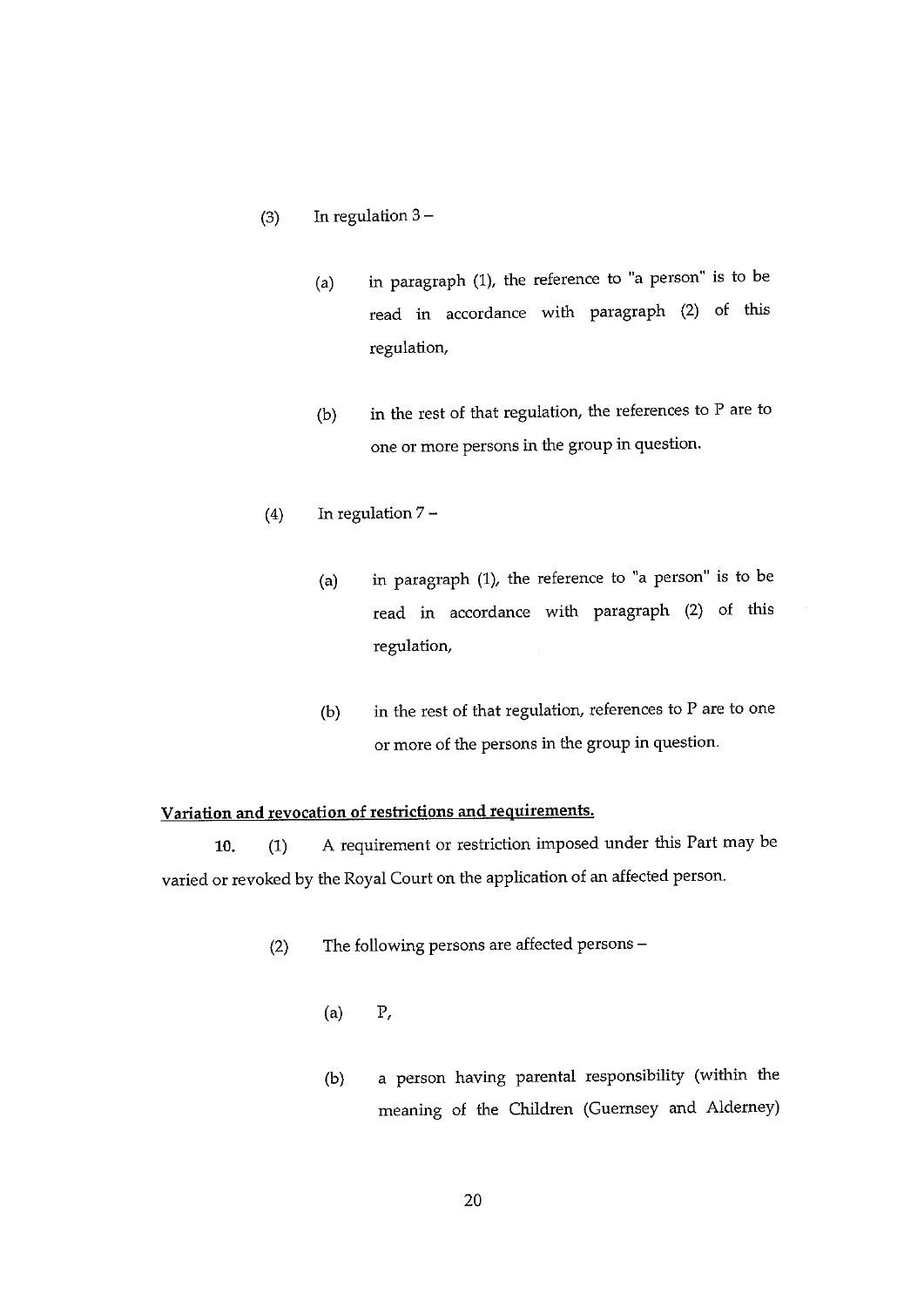(3) In regulation 3 –

(a) in paragraph (1), the reference to "a person" is to be read in accordance with paragraph (2) of this regulation,

(b) in the rest of that regulation, the references to P are to one or more persons in the group in question.

(4) In regulation 7 –

(a) in paragraph (1), the reference to "a person" is to be read in accordance with paragraph (2) of this regulation,

(b) in the rest of that regulation, references to P are to one or more of the persons in the group in question.

**Variation and revocation of restrictions and requirements.**

**10.** (1) A requirement or restriction imposed under this Part may be varied or revoked by the Royal Court on the application of an affected person.

(2) The following persons are affected persons –

(a) P,

(b) a person having parental responsibility (within the meaning of the Children (Guernsey and Alderney)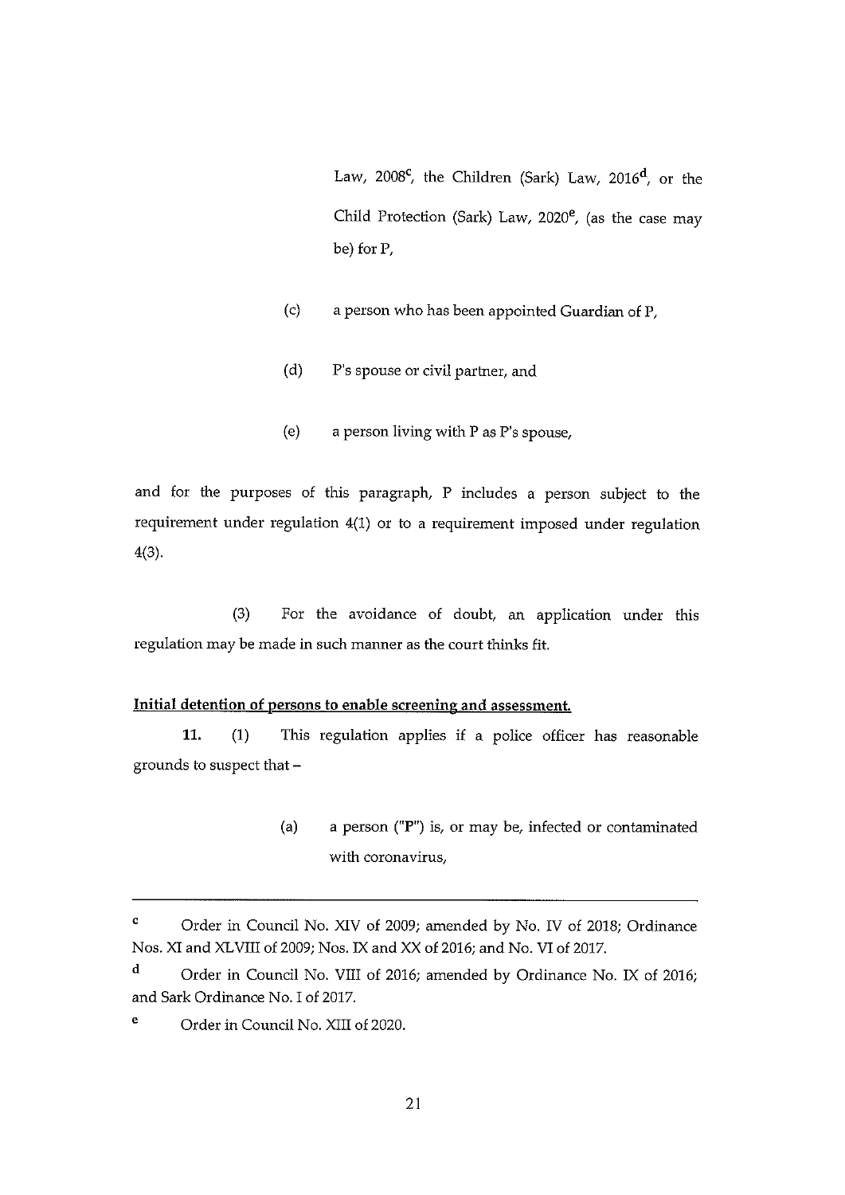Law, 2008[c], the Children (Sark) Law, 2016[d], or the Child Protection (Sark) Law, 2020[e], (as the case may be) for P,

(c) a person who has been appointed Guardian of P,

(d) P's spouse or civil partner, and

(e) a person living with P as P's spouse,

and for the purposes of this paragraph, P includes a person subject to the requirement under regulation 4(1) or to a requirement imposed under regulation 4(3).

(3) For the avoidance of doubt, an application under this regulation may be made in such manner as the court thinks fit.

**Initial detention of persons to enable screening and assessment.**

**11.** (1) This regulation applies if a police officer has reasonable grounds to suspect that –

(a) a person ("P") is, or may be, infected or contaminated with coronavirus,

---

[c] Order in Council No. XIV of 2009; amended by No. IV of 2018; Ordinance Nos. XI and XLVIII of 2009; Nos. IX and XX of 2016; and No. VI of 2017.

[d] Order in Council No. VIII of 2016; amended by Ordinance No. IX of 2016; and Sark Ordinance No. I of 2017.

[e] Order in Council No. XIII of 2020.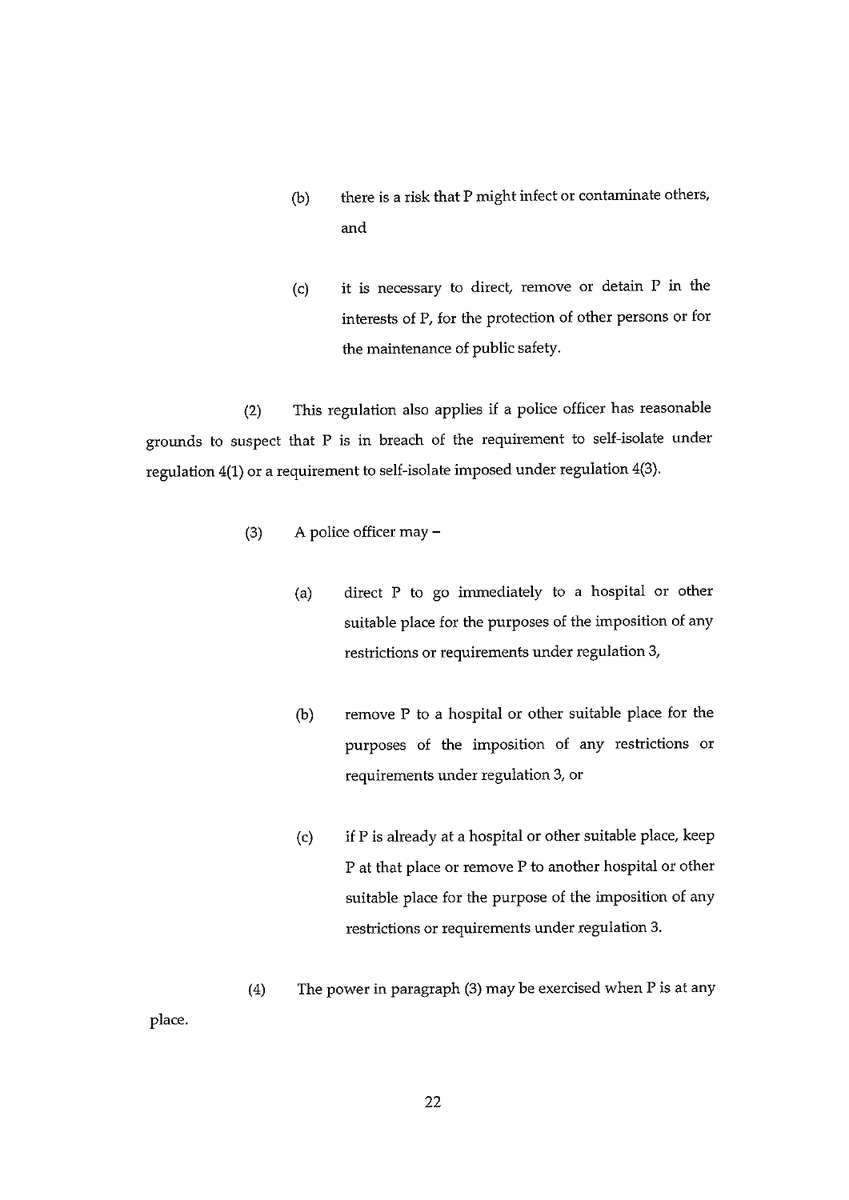(b) there is a risk that P might infect or contaminate others, and

(c) it is necessary to direct, remove or detain P in the interests of P, for the protection of other persons or for the maintenance of public safety.

(2) This regulation also applies if a police officer has reasonable grounds to suspect that P is in breach of the requirement to self-isolate under regulation 4(1) or a requirement to self-isolate imposed under regulation 4(3).

(3) A police officer may –

(a) direct P to go immediately to a hospital or other suitable place for the purposes of the imposition of any restrictions or requirements under regulation 3,

(b) remove P to a hospital or other suitable place for the purposes of the imposition of any restrictions or requirements under regulation 3, or

(c) if P is already at a hospital or other suitable place, keep P at that place or remove P to another hospital or other suitable place for the purpose of the imposition of any restrictions or requirements under regulation 3.

(4) The power in paragraph (3) may be exercised when P is at any place.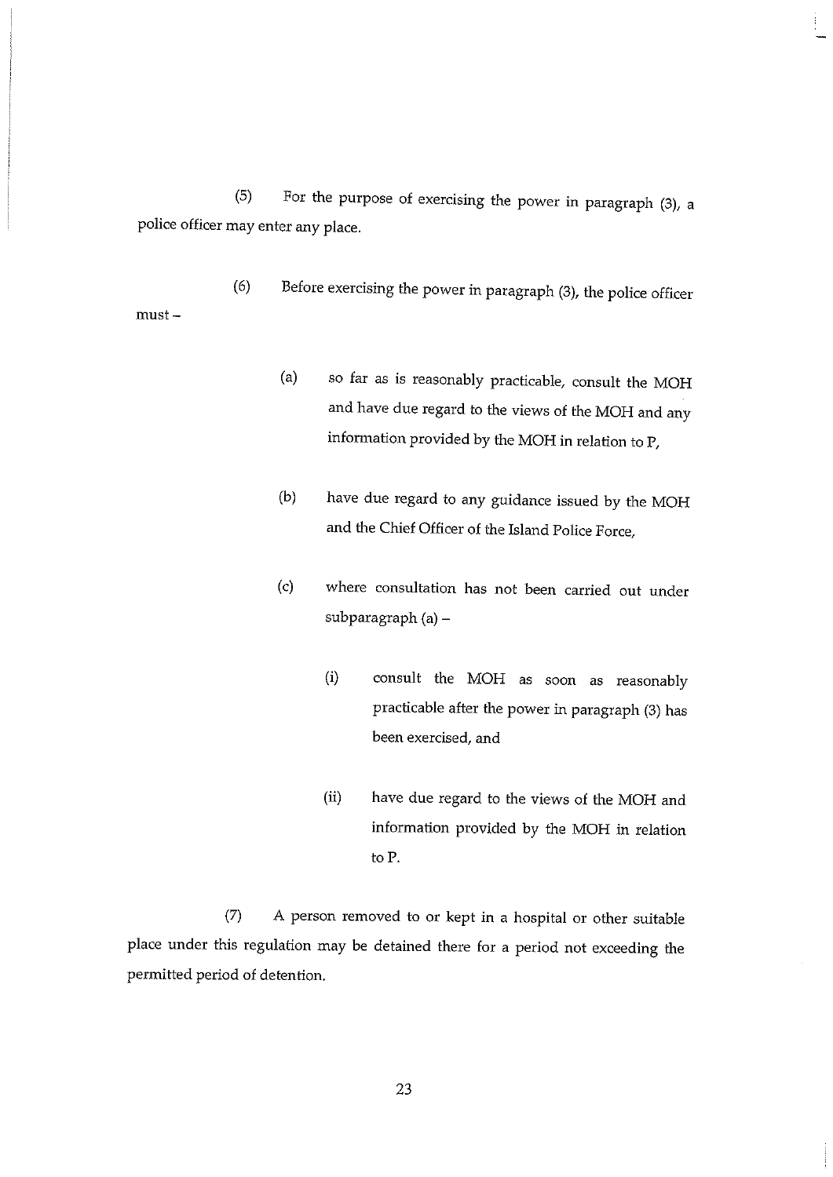(5) For the purpose of exercising the power in paragraph (3), a police officer may enter any place.

(6) Before exercising the power in paragraph (3), the police officer must –

(a) so far as is reasonably practicable, consult the MOH and have due regard to the views of the MOH and any information provided by the MOH in relation to P,

(b) have due regard to any guidance issued by the MOH and the Chief Officer of the Island Police Force,

(c) where consultation has not been carried out under subparagraph (a) –

(i) consult the MOH as soon as reasonably practicable after the power in paragraph (3) has been exercised, and

(ii) have due regard to the views of the MOH and information provided by the MOH in relation to P.

(7) A person removed to or kept in a hospital or other suitable place under this regulation may be detained there for a period not exceeding the permitted period of detention.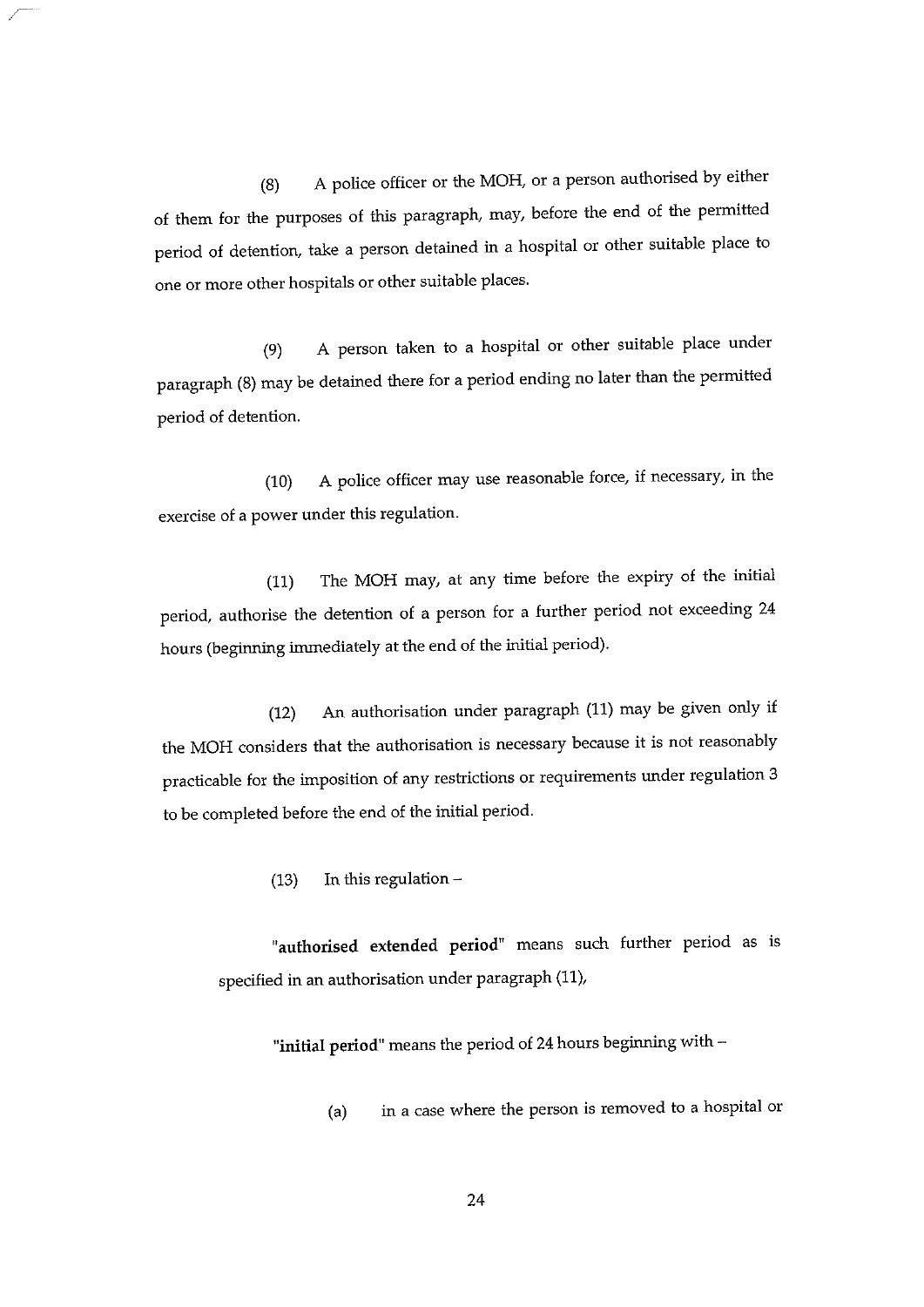(8) A police officer or the MOH, or a person authorised by either of them for the purposes of this paragraph, may, before the end of the permitted period of detention, take a person detained in a hospital or other suitable place to one or more other hospitals or other suitable places.

(9) A person taken to a hospital or other suitable place under paragraph (8) may be detained there for a period ending no later than the permitted period of detention.

(10) A police officer may use reasonable force, if necessary, in the exercise of a power under this regulation.

(11) The MOH may, at any time before the expiry of the initial period, authorise the detention of a person for a further period not exceeding 24 hours (beginning immediately at the end of the initial period).

(12) An authorisation under paragraph (11) may be given only if the MOH considers that the authorisation is necessary because it is not reasonably practicable for the imposition of any restrictions or requirements under regulation 3 to be completed before the end of the initial period.

(13) In this regulation –

"**authorised extended period**" means such further period as is specified in an authorisation under paragraph (11),

"**initial period**" means the period of 24 hours beginning with –

(a) in a case where the person is removed to a hospital or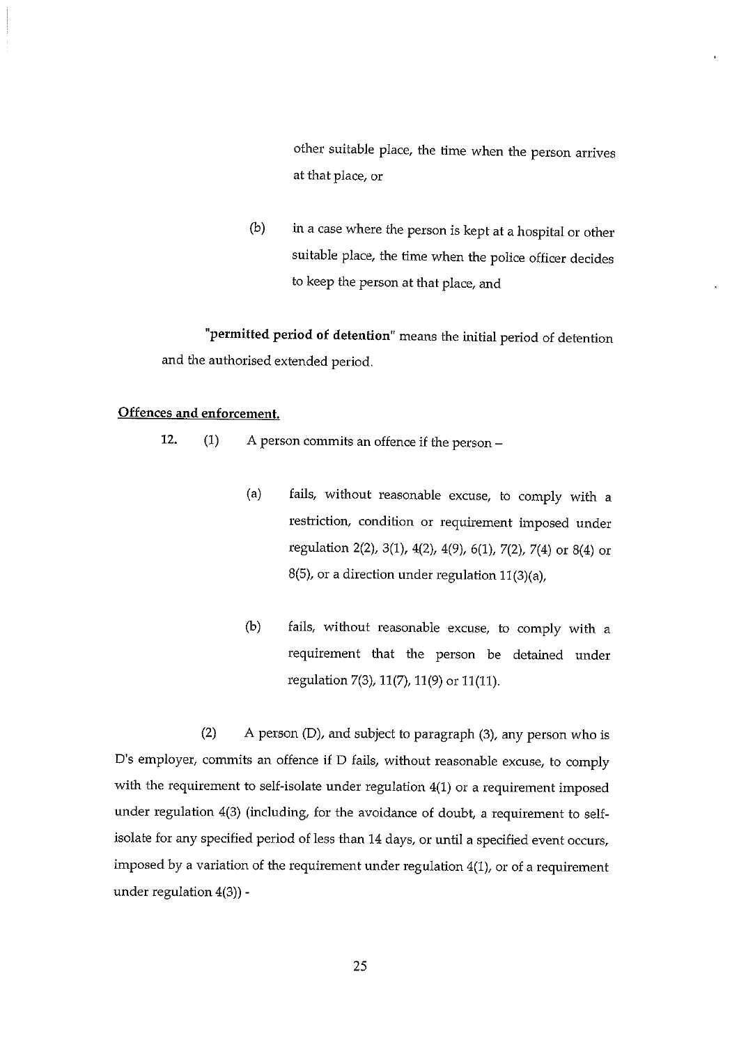other suitable place, the time when the person arrives at that place, or

(b) in a case where the person is kept at a hospital or other suitable place, the time when the police officer decides to keep the person at that place, and

**"permitted period of detention"** means the initial period of detention and the authorised extended period.

**Offences and enforcement.**

12. (1) A person commits an offence if the person –

(a) fails, without reasonable excuse, to comply with a restriction, condition or requirement imposed under regulation 2(2), 3(1), 4(2), 4(9), 6(1), 7(2), 7(4) or 8(4) or 8(5), or a direction under regulation 11(3)(a),

(b) fails, without reasonable excuse, to comply with a requirement that the person be detained under regulation 7(3), 11(7), 11(9) or 11(11).

(2) A person (D), and subject to paragraph (3), any person who is D's employer, commits an offence if D fails, without reasonable excuse, to comply with the requirement to self-isolate under regulation 4(1) or a requirement imposed under regulation 4(3) (including, for the avoidance of doubt, a requirement to self-isolate for any specified period of less than 14 days, or until a specified event occurs, imposed by a variation of the requirement under regulation 4(1), or of a requirement under regulation 4(3)) -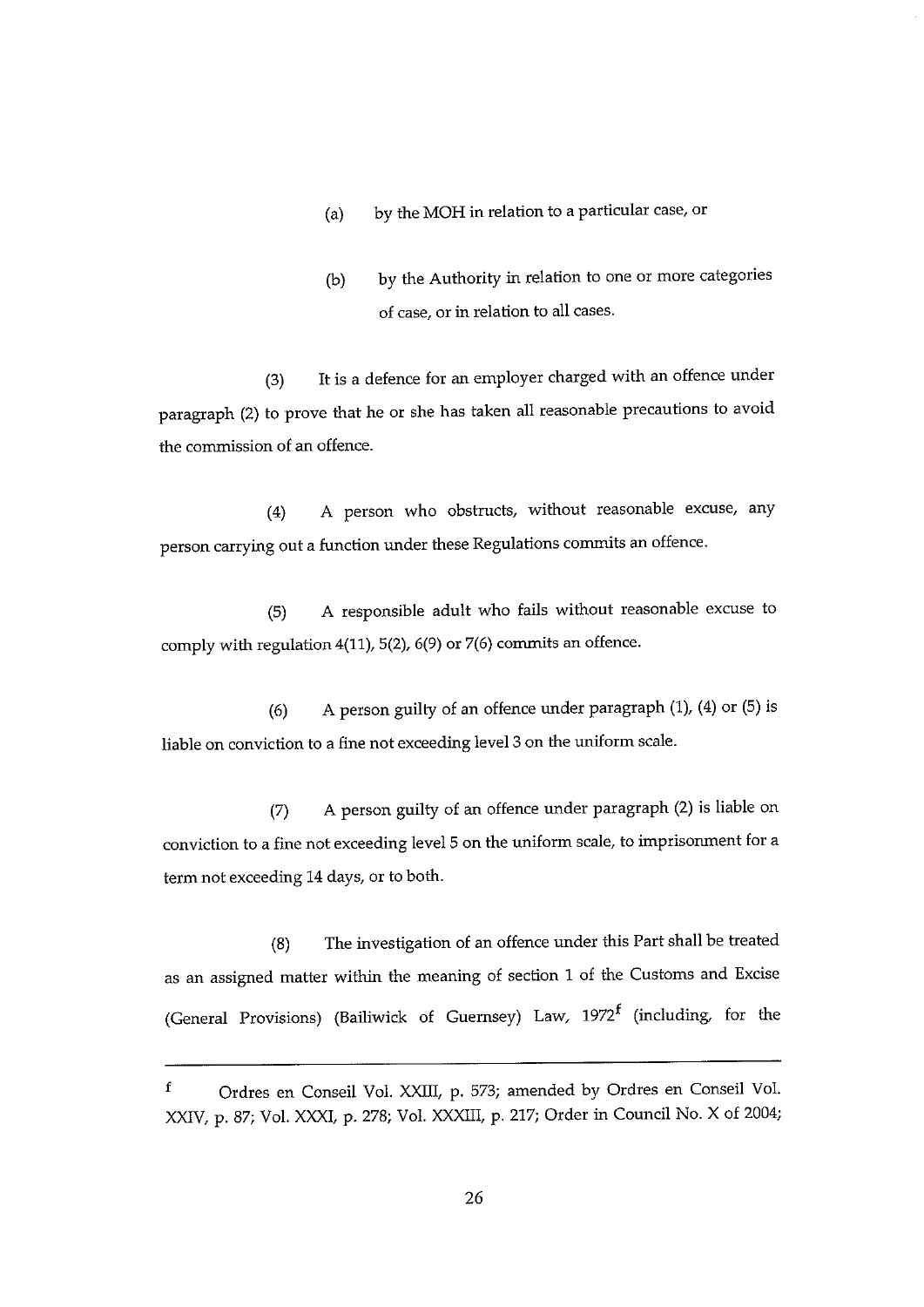(a) by the MOH in relation to a particular case, or

(b) by the Authority in relation to one or more categories of case, or in relation to all cases.

(3) It is a defence for an employer charged with an offence under paragraph (2) to prove that he or she has taken all reasonable precautions to avoid the commission of an offence.

(4) A person who obstructs, without reasonable excuse, any person carrying out a function under these Regulations commits an offence.

(5) A responsible adult who fails without reasonable excuse to comply with regulation 4(11), 5(2), 6(9) or 7(6) commits an offence.

(6) A person guilty of an offence under paragraph (1), (4) or (5) is liable on conviction to a fine not exceeding level 3 on the uniform scale.

(7) A person guilty of an offence under paragraph (2) is liable on conviction to a fine not exceeding level 5 on the uniform scale, to imprisonment for a term not exceeding 14 days, or to both.

(8) The investigation of an offence under this Part shall be treated as an assigned matter within the meaning of section 1 of the Customs and Excise (General Provisions) (Bailiwick of Guernsey) Law, 1972[f] (including, for the

---

[f] Ordres en Conseil Vol. XXIII, p. 573; amended by Ordres en Conseil Vol. XXIV, p. 87; Vol. XXXI, p. 278; Vol. XXXIII, p. 217; Order in Council No. X of 2004;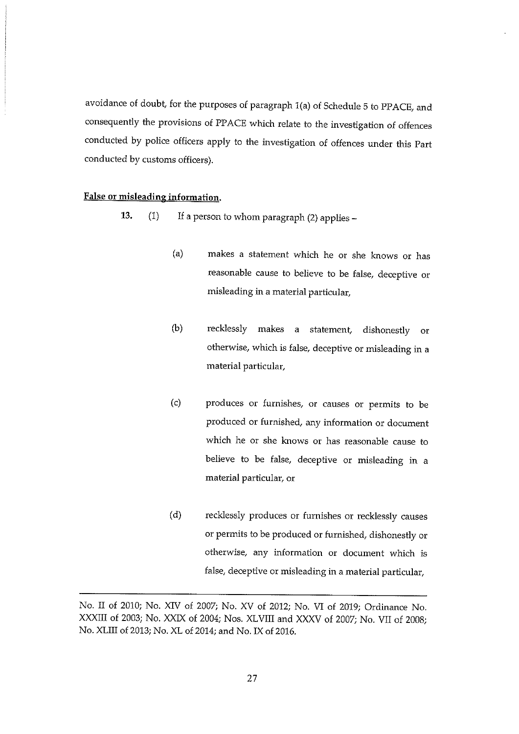avoidance of doubt, for the purposes of paragraph 1(a) of Schedule 5 to PPACE, and consequently the provisions of PPACE which relate to the investigation of offences conducted by police officers apply to the investigation of offences under this Part conducted by customs officers).

**False or misleading information.**

**13.** (1) If a person to whom paragraph (2) applies –

(a) makes a statement which he or she knows or has reasonable cause to believe to be false, deceptive or misleading in a material particular,

(b) recklessly makes a statement, dishonestly or otherwise, which is false, deceptive or misleading in a material particular,

(c) produces or furnishes, or causes or permits to be produced or furnished, any information or document which he or she knows or has reasonable cause to believe to be false, deceptive or misleading in a material particular, or

(d) recklessly produces or furnishes or recklessly causes or permits to be produced or furnished, dishonestly or otherwise, any information or document which is false, deceptive or misleading in a material particular,

---

No. II of 2010; No. XIV of 2007; No. XV of 2012; No. VI of 2019; Ordinance No. XXXIII of 2003; No. XXIX of 2004; Nos. XLVIII and XXXV of 2007; No. VII of 2008; No. XLIII of 2013; No. XL of 2014; and No. IX of 2016.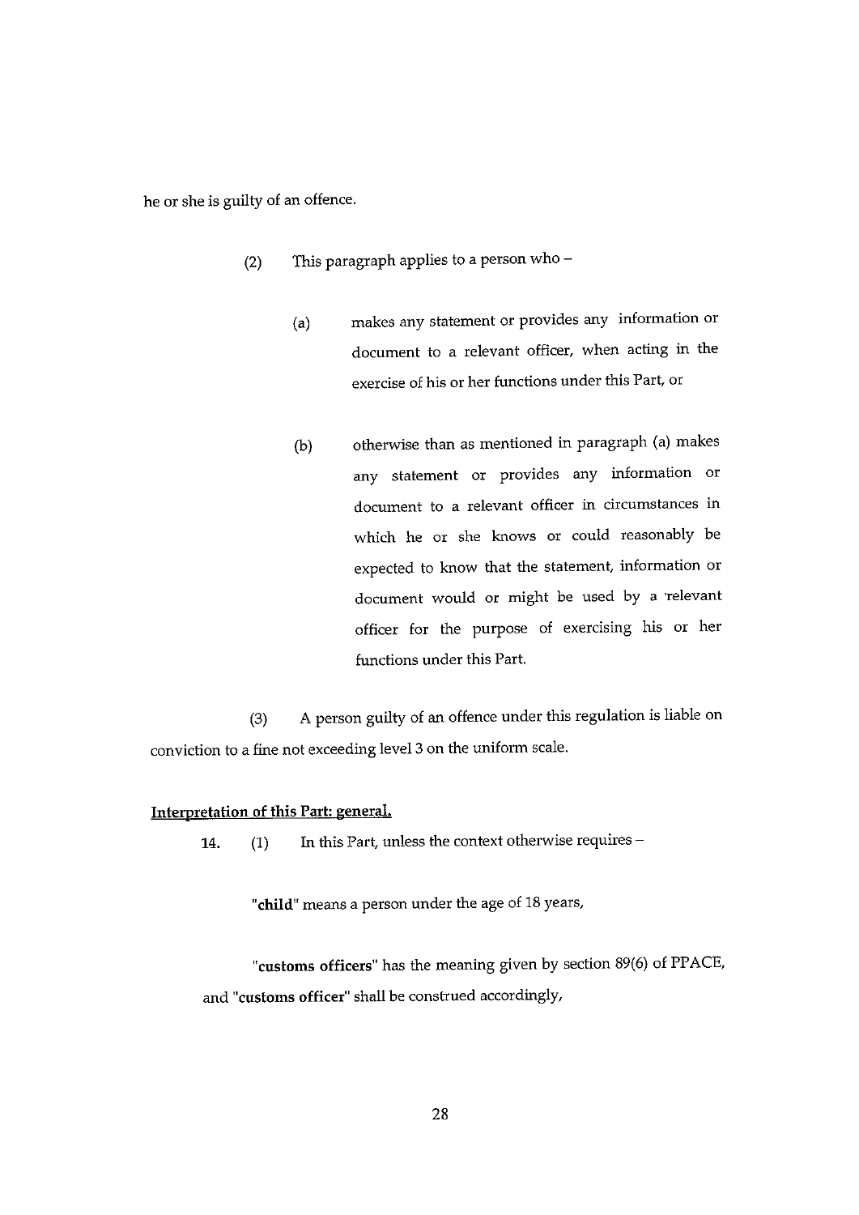he or she is guilty of an offence.

(2) This paragraph applies to a person who –

(a) makes any statement or provides any information or document to a relevant officer, when acting in the exercise of his or her functions under this Part, or

(b) otherwise than as mentioned in paragraph (a) makes any statement or provides any information or document to a relevant officer in circumstances in which he or she knows or could reasonably be expected to know that the statement, information or document would or might be used by a relevant officer for the purpose of exercising his or her functions under this Part.

(3) A person guilty of an offence under this regulation is liable on conviction to a fine not exceeding level 3 on the uniform scale.

**Interpretation of this Part: general.**

**14.** (1) In this Part, unless the context otherwise requires –

"**child**" means a person under the age of 18 years,

"**customs officers**" has the meaning given by section 89(6) of PPACE, and "**customs officer**" shall be construed accordingly,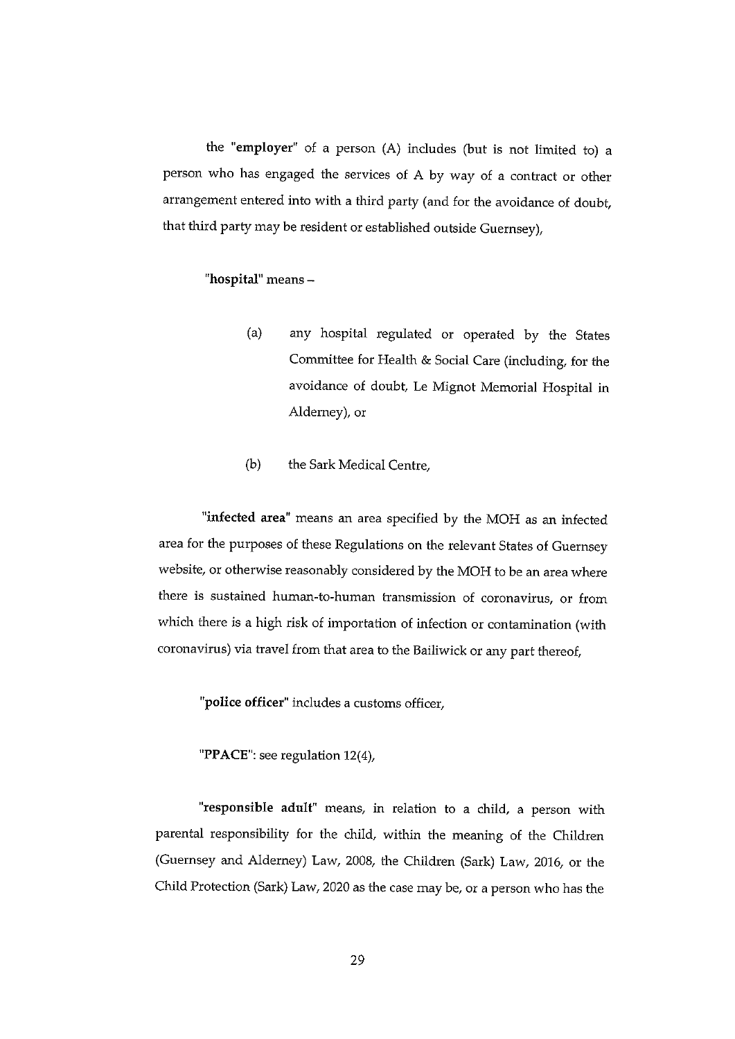the "**employer**" of a person (A) includes (but is not limited to) a person who has engaged the services of A by way of a contract or other arrangement entered into with a third party (and for the avoidance of doubt, that third party may be resident or established outside Guernsey),

"**hospital**" means –

(a) any hospital regulated or operated by the States Committee for Health & Social Care (including, for the avoidance of doubt, Le Mignot Memorial Hospital in Alderney), or

(b) the Sark Medical Centre,

"**infected area**" means an area specified by the MOH as an infected area for the purposes of these Regulations on the relevant States of Guernsey website, or otherwise reasonably considered by the MOH to be an area where there is sustained human-to-human transmission of coronavirus, or from which there is a high risk of importation of infection or contamination (with coronavirus) via travel from that area to the Bailiwick or any part thereof,

"**police officer**" includes a customs officer,

"**PPACE**": see regulation 12(4),

"**responsible adult**" means, in relation to a child, a person with parental responsibility for the child, within the meaning of the Children (Guernsey and Alderney) Law, 2008, the Children (Sark) Law, 2016, or the Child Protection (Sark) Law, 2020 as the case may be, or a person who has the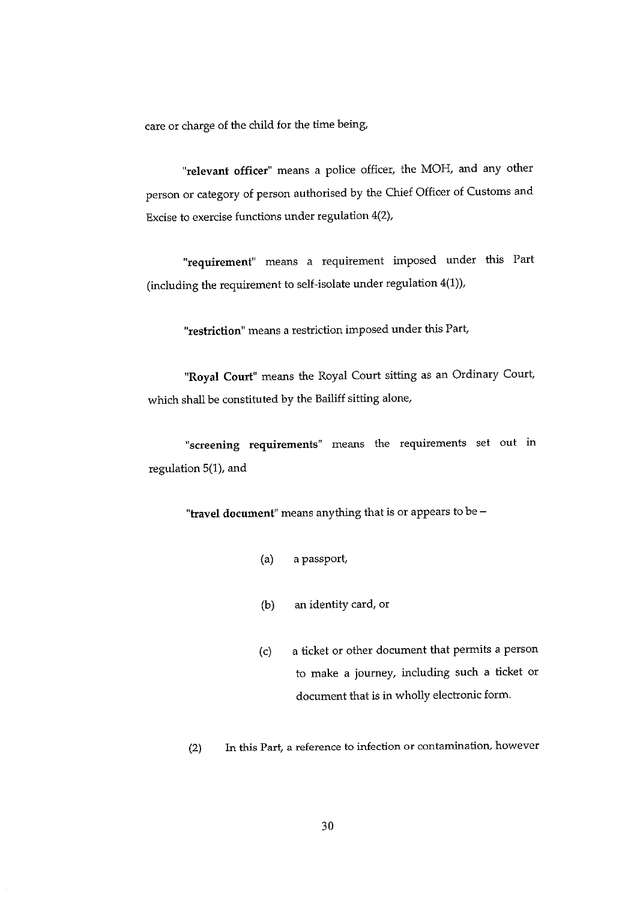care or charge of the child for the time being,

"**relevant officer**" means a police officer, the MOH, and any other person or category of person authorised by the Chief Officer of Customs and Excise to exercise functions under regulation 4(2),

"**requirement**" means a requirement imposed under this Part (including the requirement to self-isolate under regulation 4(1)),

"**restriction**" means a restriction imposed under this Part,

"**Royal Court**" means the Royal Court sitting as an Ordinary Court, which shall be constituted by the Bailiff sitting alone,

"**screening requirements**" means the requirements set out in regulation 5(1), and

"**travel document**" means anything that is or appears to be –

(a) a passport,

(b) an identity card, or

(c) a ticket or other document that permits a person to make a journey, including such a ticket or document that is in wholly electronic form.

(2) In this Part, a reference to infection or contamination, however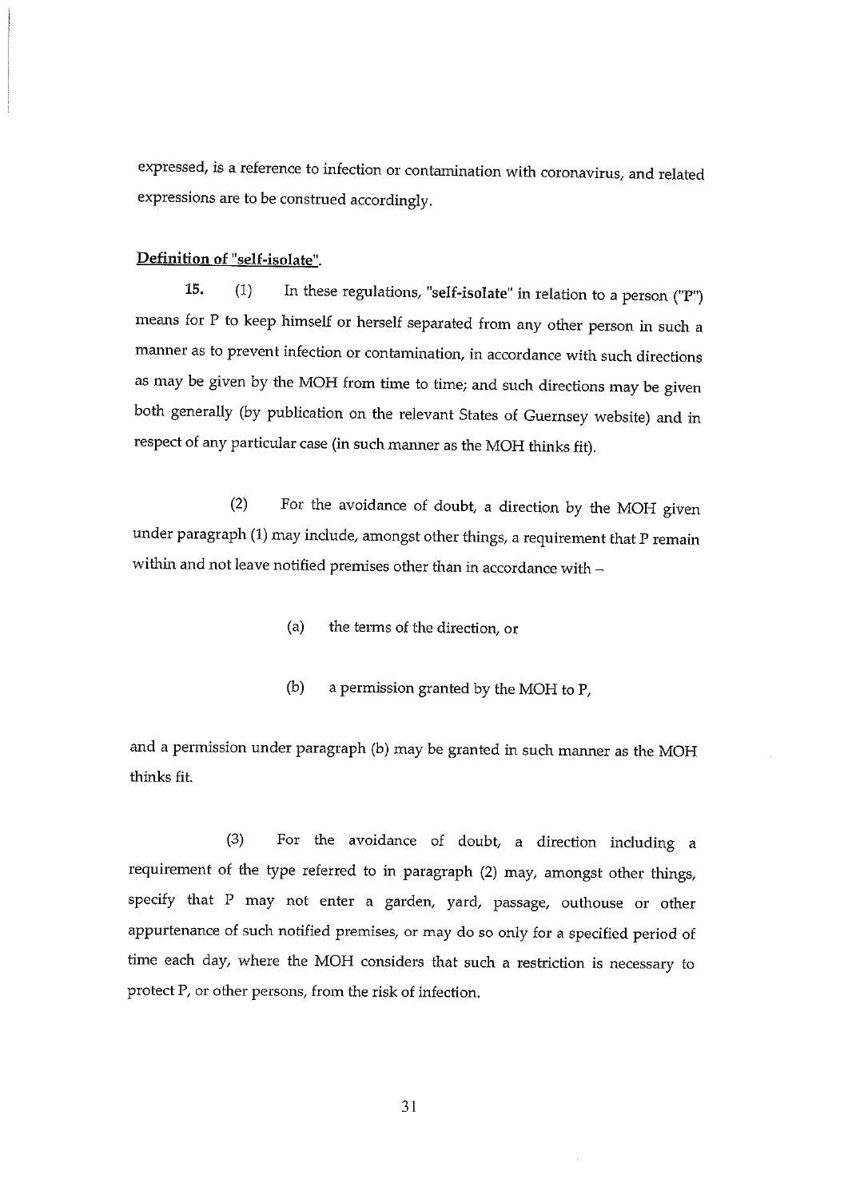expressed, is a reference to infection or contamination with coronavirus, and related expressions are to be construed accordingly.

**Definition of "self-isolate".**

**15.** (1) In these regulations, "**self-isolate**" in relation to a person ("**P**") means for P to keep himself or herself separated from any other person in such a manner as to prevent infection or contamination, in accordance with such directions as may be given by the MOH from time to time; and such directions may be given both generally (by publication on the relevant States of Guernsey website) and in respect of any particular case (in such manner as the MOH thinks fit).

(2) For the avoidance of doubt, a direction by the MOH given under paragraph (1) may include, amongst other things, a requirement that P remain within and not leave notified premises other than in accordance with –

(a) the terms of the direction, or

(b) a permission granted by the MOH to P,

and a permission under paragraph (b) may be granted in such manner as the MOH thinks fit.

(3) For the avoidance of doubt, a direction including a requirement of the type referred to in paragraph (2) may, amongst other things, specify that P may not enter a garden, yard, passage, outhouse or other appurtenance of such notified premises, or may do so only for a specified period of time each day, where the MOH considers that such a restriction is necessary to protect P, or other persons, from the risk of infection.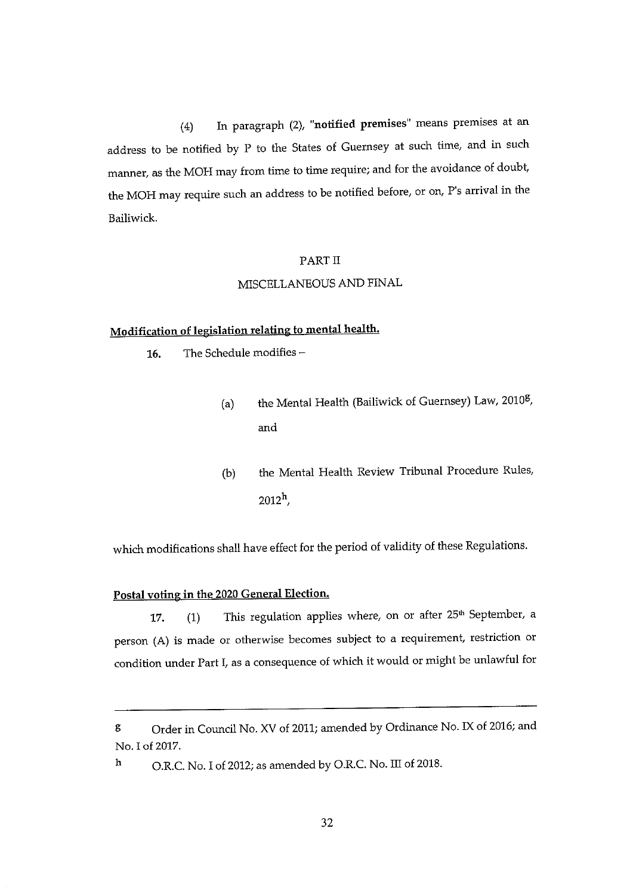(4) In paragraph (2), "**notified premises**" means premises at an address to be notified by P to the States of Guernsey at such time, and in such manner, as the MOH may from time to time require; and for the avoidance of doubt, the MOH may require such an address to be notified before, or on, P's arrival in the Bailiwick.

## PART II

## MISCELLANEOUS AND FINAL

**Modification of legislation relating to mental health.**

**16.** The Schedule modifies –

(a) the Mental Health (Bailiwick of Guernsey) Law, 2010[g], and

(b) the Mental Health Review Tribunal Procedure Rules, 2012[h],

which modifications shall have effect for the period of validity of these Regulations.

**Postal voting in the 2020 General Election.**

**17.** (1) This regulation applies where, on or after 25th September, a person (A) is made or otherwise becomes subject to a requirement, restriction or condition under Part I, as a consequence of which it would or might be unlawful for

---

g Order in Council No. XV of 2011; amended by Ordinance No. IX of 2016; and No. I of 2017.

h O.R.C. No. I of 2012; as amended by O.R.C. No. III of 2018.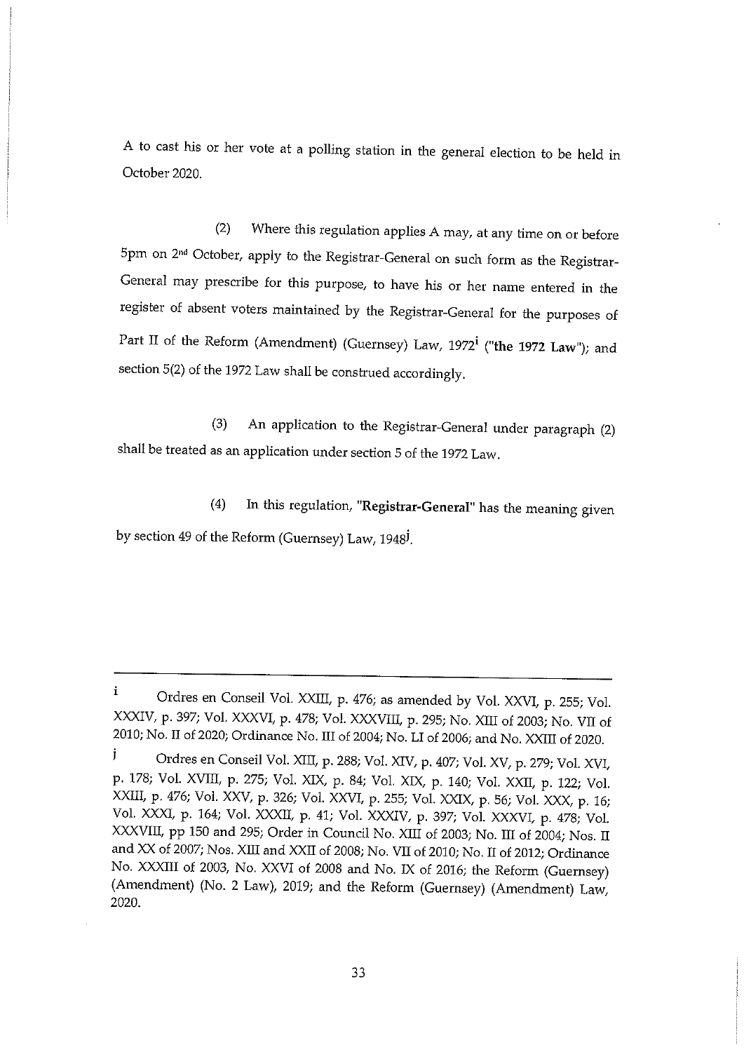A to cast his or her vote at a polling station in the general election to be held in October 2020.

(2) Where this regulation applies A may, at any time on or before 5pm on 2nd October, apply to the Registrar-General on such form as the Registrar-General may prescribe for this purpose, to have his or her name entered in the register of absent voters maintained by the Registrar-General for the purposes of Part II of the Reform (Amendment) (Guernsey) Law, 1972[i] (**"the 1972 Law"**); and section 5(2) of the 1972 Law shall be construed accordingly.

(3) An application to the Registrar-General under paragraph (2) shall be treated as an application under section 5 of the 1972 Law.

(4) In this regulation, **"Registrar-General"** has the meaning given by section 49 of the Reform (Guernsey) Law, 1948[j].

---

[i] Ordres en Conseil Vol. XXIII, p. 476; as amended by Vol. XXVI, p. 255; Vol. XXXIV, p. 397; Vol. XXXVI, p. 478; Vol. XXXVIII, p. 295; No. XIII of 2003; No. VII of 2010; No. II of 2020; Ordinance No. III of 2004; No. LI of 2006; and No. XXIII of 2020.

[j] Ordres en Conseil Vol. XIII, p. 288; Vol. XIV, p. 407; Vol. XV, p. 279; Vol. XVI, p. 178; Vol. XVIII, p. 275; Vol. XIX, p. 84; Vol. XIX, p. 140; Vol. XXII, p. 122; Vol. XXIII, p. 476; Vol. XXV, p. 326; Vol. XXVI, p. 255; Vol. XXIX, p. 56; Vol. XXX, p. 16; Vol. XXXI, p. 164; Vol. XXXII, p. 41; Vol. XXXIV, p. 397; Vol. XXXVI, p. 478; Vol. XXXVIII, pp 150 and 295; Order in Council No. XIII of 2003; No. III of 2004; Nos. II and XX of 2007; Nos. XIII and XXII of 2008; No. VII of 2010; No. II of 2012; Ordinance No. XXXIII of 2003, No. XXVI of 2008 and No. IX of 2016; the Reform (Guernsey) (Amendment) (No. 2 Law), 2019; and the Reform (Guernsey) (Amendment) Law, 2020.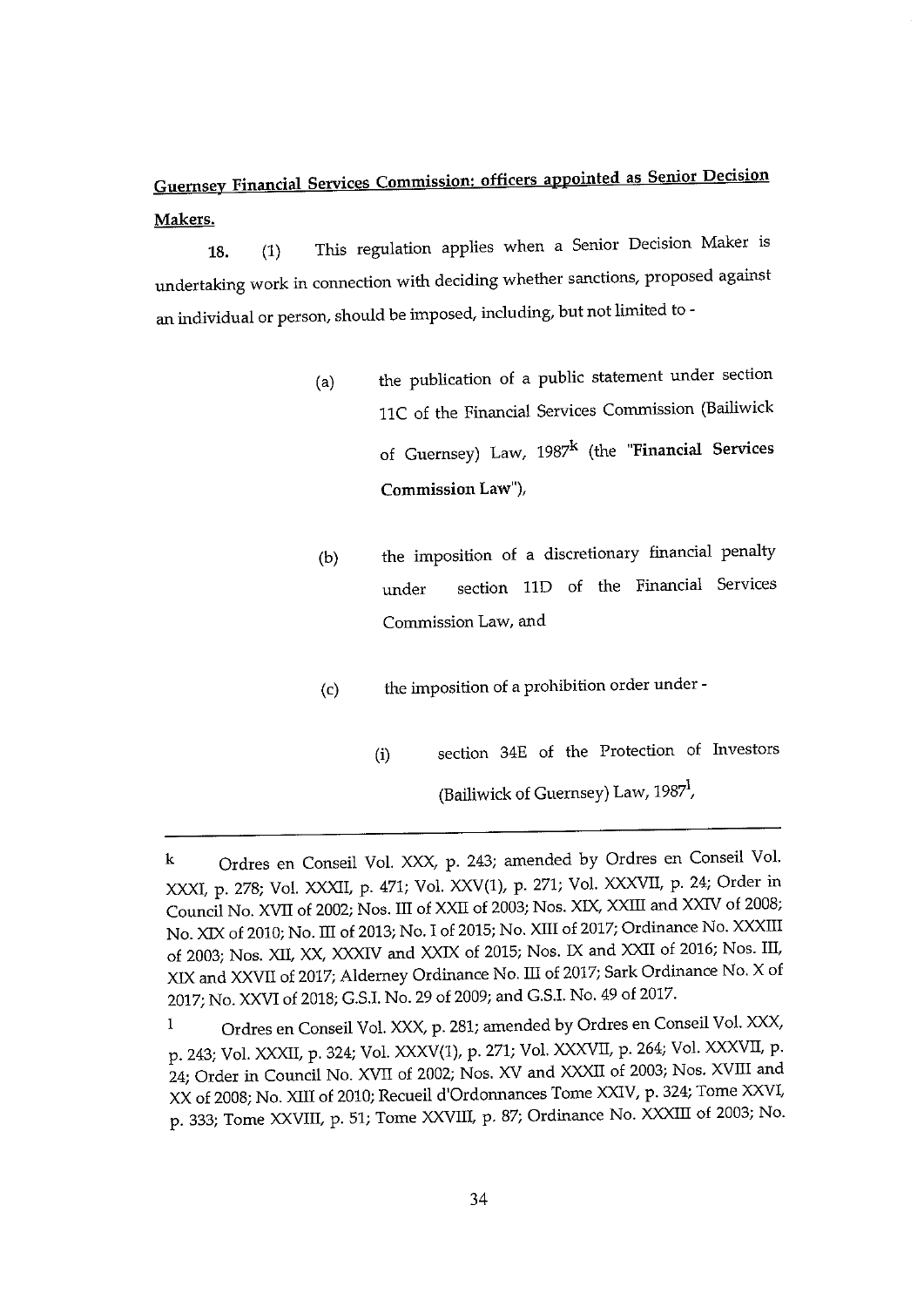**Guernsey Financial Services Commission: officers appointed as Senior Decision Makers.**

**18.** (1) This regulation applies when a Senior Decision Maker is undertaking work in connection with deciding whether sanctions, proposed against an individual or person, should be imposed, including, but not limited to -

> (a) the publication of a public statement under section 11C of the Financial Services Commission (Bailiwick of Guernsey) Law, 1987[k] (the "**Financial Services Commission Law**"),
>
> (b) the imposition of a discretionary financial penalty under section 11D of the Financial Services Commission Law, and
>
> (c) the imposition of a prohibition order under -
>
> > (i) section 34E of the Protection of Investors (Bailiwick of Guernsey) Law, 1987[l],

---

k Ordres en Conseil Vol. XXX, p. 243; amended by Ordres en Conseil Vol. XXXI, p. 278; Vol. XXXII, p. 471; Vol. XXV(1), p. 271; Vol. XXXVII, p. 24; Order in Council No. XVII of 2002; Nos. III of XXII of 2003; Nos. XIX, XXIII and XXIV of 2008; No. XIX of 2010; No. III of 2013; No. I of 2015; No. XIII of 2017; Ordinance No. XXXIII of 2003; Nos. XII, XX, XXXIV and XXIX of 2015; Nos. IX and XXII of 2016; Nos. III, XIX and XXVII of 2017; Alderney Ordinance No. III of 2017; Sark Ordinance No. X of 2017; No. XXVI of 2018; G.S.I. No. 29 of 2009; and G.S.I. No. 49 of 2017.

l Ordres en Conseil Vol. XXX, p. 281; amended by Ordres en Conseil Vol. XXX, p. 243; Vol. XXXII, p. 324; Vol. XXXV(1), p. 271; Vol. XXXVII, p. 264; Vol. XXXVII, p. 24; Order in Council No. XVII of 2002; Nos. XV and XXXII of 2003; Nos. XVIII and XX of 2008; No. XIII of 2010; Recueil d'Ordonnances Tome XXIV, p. 324; Tome XXVI, p. 333; Tome XXVIII, p. 51; Tome XXVIII, p. 87; Ordinance No. XXXIII of 2003; No.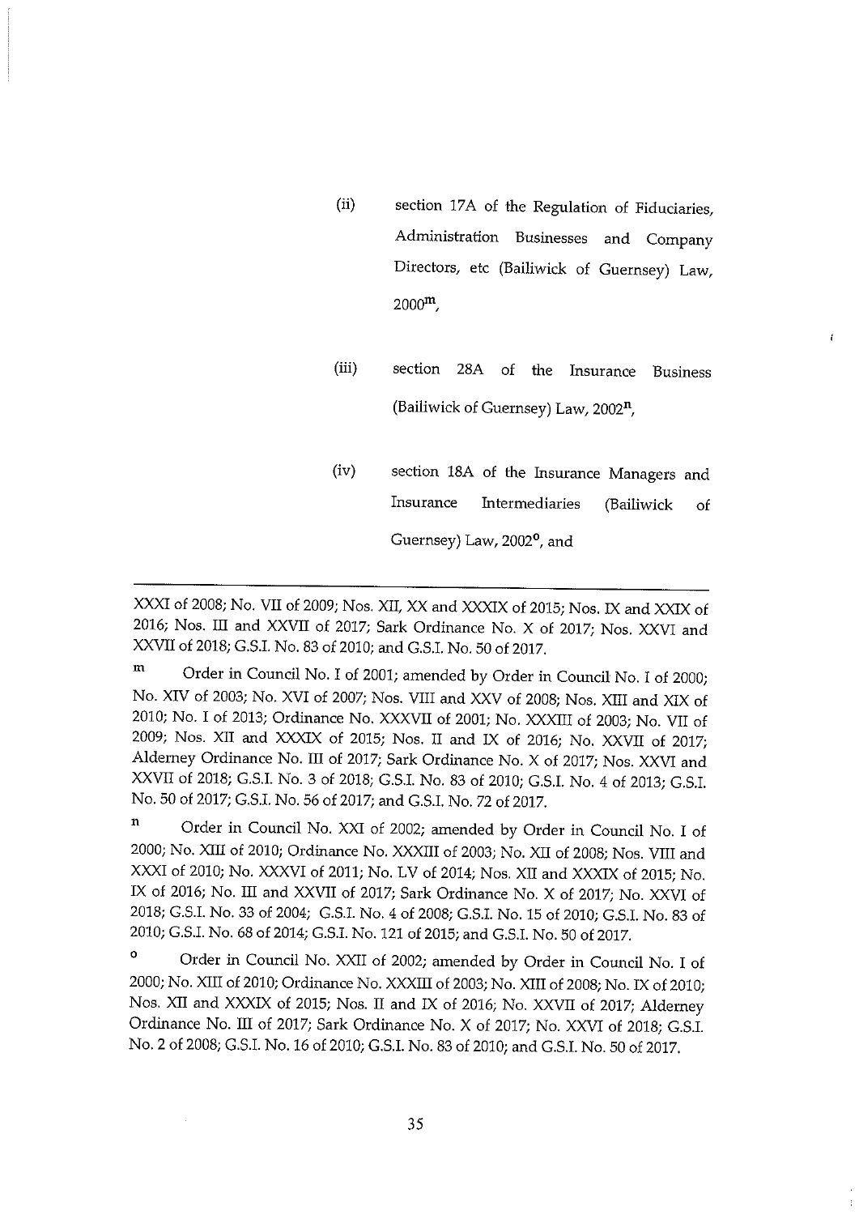(ii) section 17A of the Regulation of Fiduciaries, Administration Businesses and Company Directors, etc (Bailiwick of Guernsey) Law, 2000[m],

(iii) section 28A of the Insurance Business (Bailiwick of Guernsey) Law, 2002[n],

(iv) section 18A of the Insurance Managers and Insurance Intermediaries (Bailiwick of Guernsey) Law, 2002[o], and

---

XXXI of 2008; No. VII of 2009; Nos. XII, XX and XXXIX of 2015; Nos. IX and XXIX of 2016; Nos. III and XXVII of 2017; Sark Ordinance No. X of 2017; Nos. XXVI and XXVII of 2018; G.S.I. No. 83 of 2010; and G.S.I. No. 50 of 2017.

[m] Order in Council No. I of 2001; amended by Order in Council No. I of 2000; No. XIV of 2003; No. XVI of 2007; Nos. VIII and XXV of 2008; Nos. XIII and XIX of 2010; No. I of 2013; Ordinance No. XXXVII of 2001; No. XXXIII of 2003; No. VII of 2009; Nos. XII and XXXIX of 2015; Nos. II and IX of 2016; No. XXVII of 2017; Alderney Ordinance No. III of 2017; Sark Ordinance No. X of 2017; Nos. XXVI and XXVII of 2018; G.S.I. No. 3 of 2018; G.S.I. No. 83 of 2010; G.S.I. No. 4 of 2013; G.S.I. No. 50 of 2017; G.S.I. No. 56 of 2017; and G.S.I. No. 72 of 2017.

[n] Order in Council No. XXI of 2002; amended by Order in Council No. I of 2000; No. XIII of 2010; Ordinance No. XXXIII of 2003; No. XII of 2008; Nos. VIII and XXXI of 2010; No. XXXVI of 2011; No. LV of 2014; Nos. XII and XXXIX of 2015; No. IX of 2016; No. III and XXVII of 2017; Sark Ordinance No. X of 2017; No. XXVI of 2018; G.S.I. No. 33 of 2004; G.S.I. No. 4 of 2008; G.S.I. No. 15 of 2010; G.S.I. No. 83 of 2010; G.S.I. No. 68 of 2014; G.S.I. No. 121 of 2015; and G.S.I. No. 50 of 2017.

[o] Order in Council No. XXII of 2002; amended by Order in Council No. I of 2000; No. XIII of 2010; Ordinance No. XXXIII of 2003; No. XIII of 2008; No. IX of 2010; Nos. XII and XXXIX of 2015; Nos. II and IX of 2016; No. XXVII of 2017; Alderney Ordinance No. III of 2017; Sark Ordinance No. X of 2017; No. XXVI of 2018; G.S.I. No. 2 of 2008; G.S.I. No. 16 of 2010; G.S.I. No. 83 of 2010; and G.S.I. No. 50 of 2017.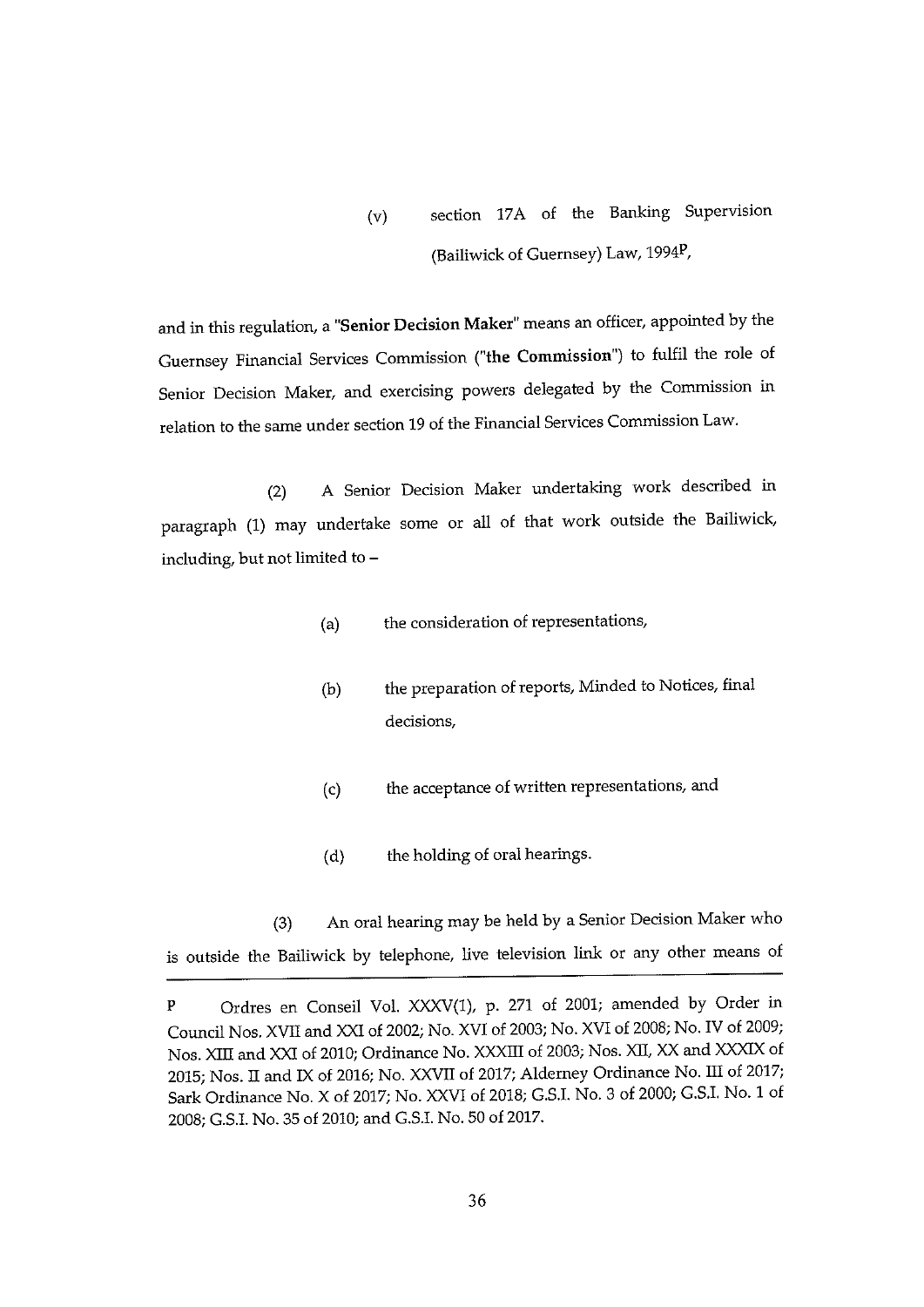(v) section 17A of the Banking Supervision (Bailiwick of Guernsey) Law, 1994[P],

and in this regulation, a "**Senior Decision Maker**" means an officer, appointed by the Guernsey Financial Services Commission ("**the Commission**") to fulfil the role of Senior Decision Maker, and exercising powers delegated by the Commission in relation to the same under section 19 of the Financial Services Commission Law.

(2) A Senior Decision Maker undertaking work described in paragraph (1) may undertake some or all of that work outside the Bailiwick, including, but not limited to –

(a) the consideration of representations,

(b) the preparation of reports, Minded to Notices, final decisions,

(c) the acceptance of written representations, and

(d) the holding of oral hearings.

(3) An oral hearing may be held by a Senior Decision Maker who is outside the Bailiwick by telephone, live television link or any other means of

---

P Ordres en Conseil Vol. XXXV(1), p. 271 of 2001; amended by Order in Council Nos. XVII and XXI of 2002; No. XVI of 2003; No. XVI of 2008; No. IV of 2009; Nos. XIII and XXI of 2010; Ordinance No. XXXIII of 2003; Nos. XII, XX and XXXIX of 2015; Nos. II and IX of 2016; No. XXVII of 2017; Alderney Ordinance No. III of 2017; Sark Ordinance No. X of 2017; No. XXVI of 2018; G.S.I. No. 3 of 2000; G.S.I. No. 1 of 2008; G.S.I. No. 35 of 2010; and G.S.I. No. 50 of 2017.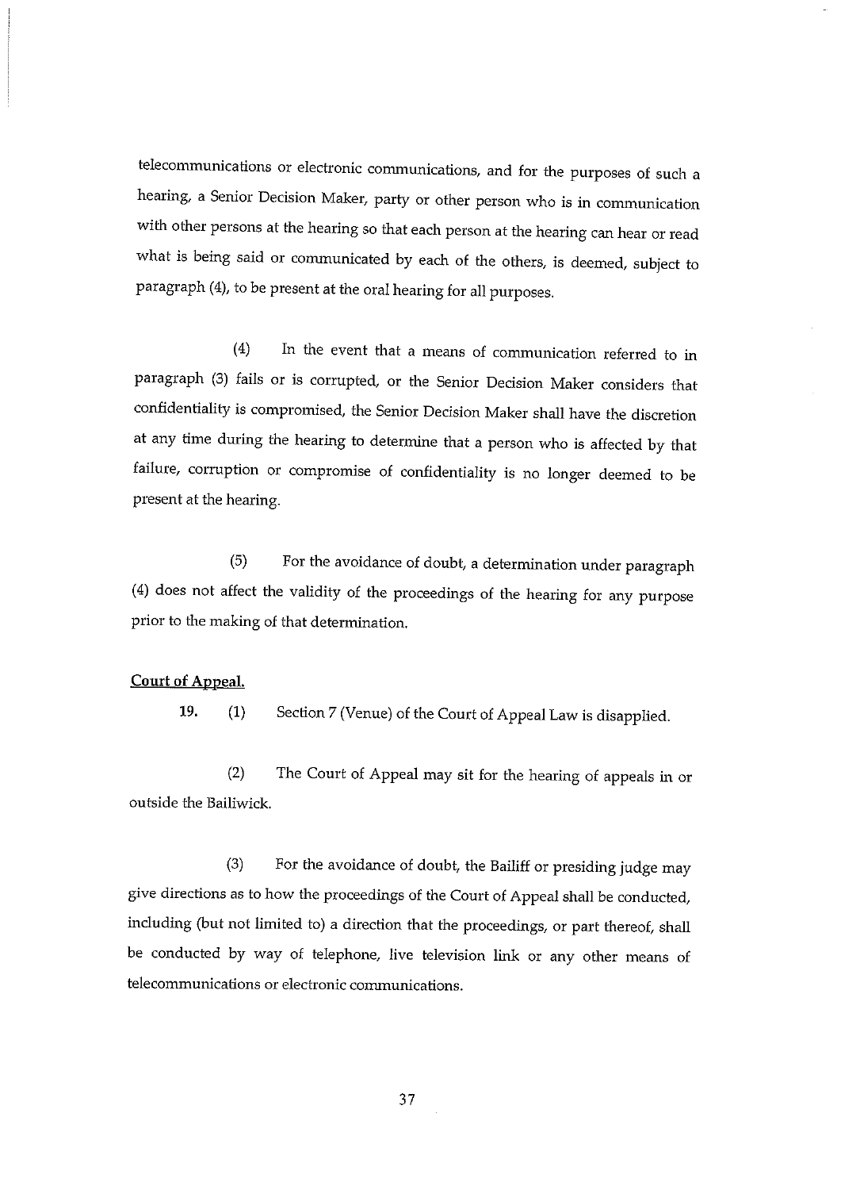telecommunications or electronic communications, and for the purposes of such a hearing, a Senior Decision Maker, party or other person who is in communication with other persons at the hearing so that each person at the hearing can hear or read what is being said or communicated by each of the others, is deemed, subject to paragraph (4), to be present at the oral hearing for all purposes.

(4) In the event that a means of communication referred to in paragraph (3) fails or is corrupted, or the Senior Decision Maker considers that confidentiality is compromised, the Senior Decision Maker shall have the discretion at any time during the hearing to determine that a person who is affected by that failure, corruption or compromise of confidentiality is no longer deemed to be present at the hearing.

(5) For the avoidance of doubt, a determination under paragraph (4) does not affect the validity of the proceedings of the hearing for any purpose prior to the making of that determination.

**Court of Appeal.**

**19.** (1) Section 7 (Venue) of the Court of Appeal Law is disapplied.

(2) The Court of Appeal may sit for the hearing of appeals in or outside the Bailiwick.

(3) For the avoidance of doubt, the Bailiff or presiding judge may give directions as to how the proceedings of the Court of Appeal shall be conducted, including (but not limited to) a direction that the proceedings, or part thereof, shall be conducted by way of telephone, live television link or any other means of telecommunications or electronic communications.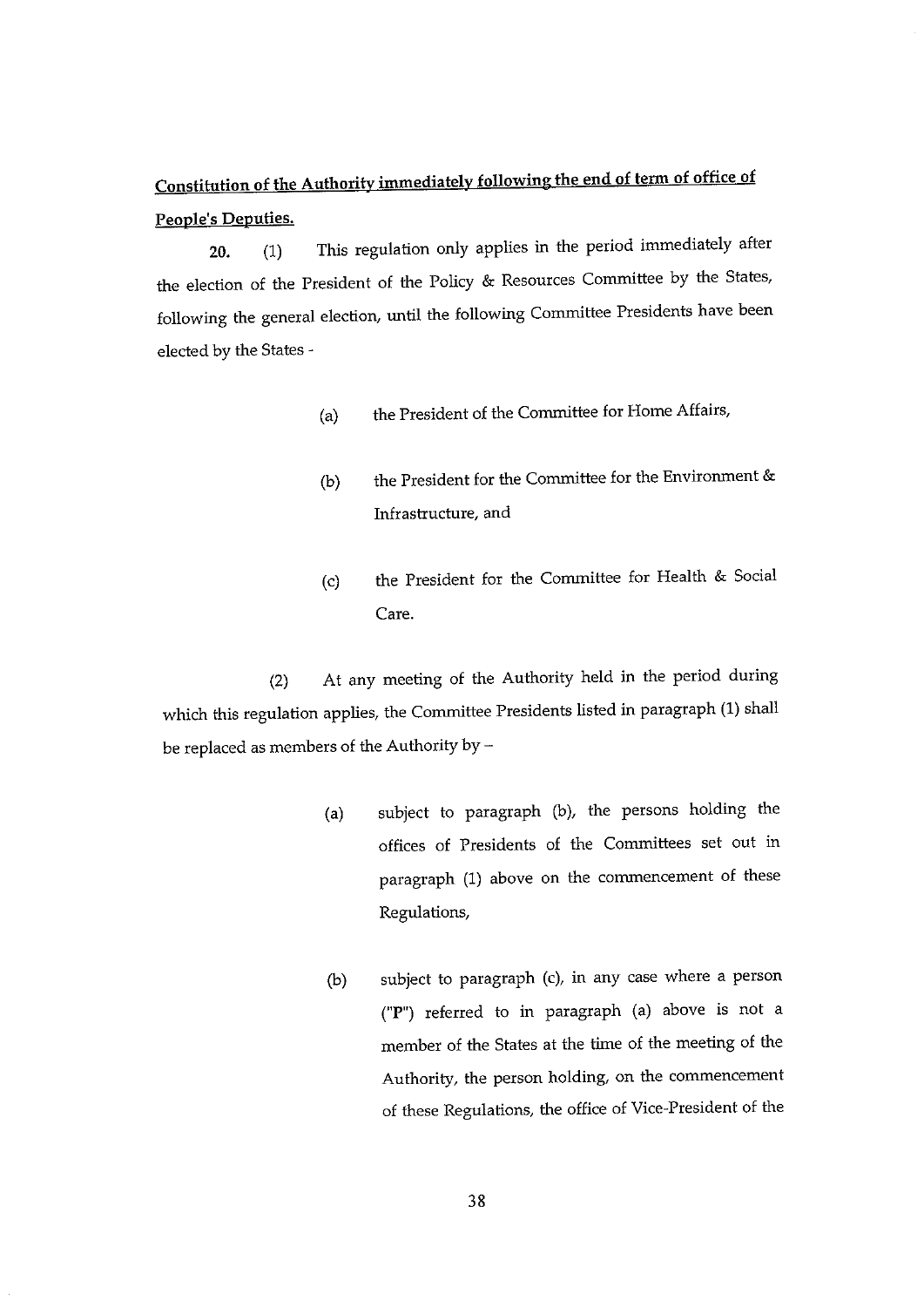**<u>Constitution of the Authority immediately following the end of term of office of People's Deputies.</u>**

**20.** (1) This regulation only applies in the period immediately after the election of the President of the Policy & Resources Committee by the States, following the general election, until the following Committee Presidents have been elected by the States -

(a) the President of the Committee for Home Affairs,

(b) the President for the Committee for the Environment & Infrastructure, and

(c) the President for the Committee for Health & Social Care.

(2) At any meeting of the Authority held in the period during which this regulation applies, the Committee Presidents listed in paragraph (1) shall be replaced as members of the Authority by –

(a) subject to paragraph (b), the persons holding the offices of Presidents of the Committees set out in paragraph (1) above on the commencement of these Regulations,

(b) subject to paragraph (c), in any case where a person ("**P**") referred to in paragraph (a) above is not a member of the States at the time of the meeting of the Authority, the person holding, on the commencement of these Regulations, the office of Vice-President of the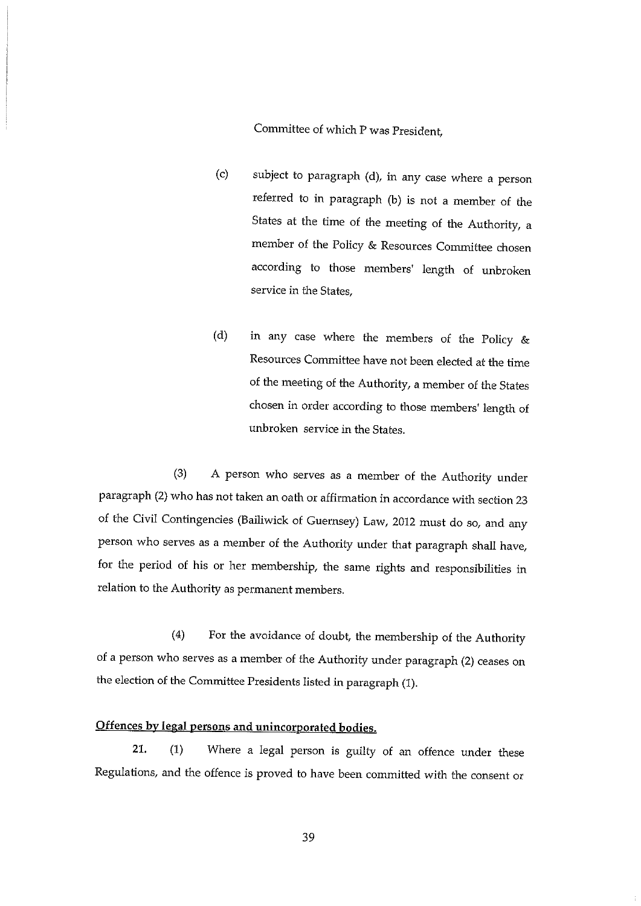Committee of which P was President,

(c) subject to paragraph (d), in any case where a person referred to in paragraph (b) is not a member of the States at the time of the meeting of the Authority, a member of the Policy & Resources Committee chosen according to those members' length of unbroken service in the States,

(d) in any case where the members of the Policy & Resources Committee have not been elected at the time of the meeting of the Authority, a member of the States chosen in order according to those members' length of unbroken service in the States.

(3) A person who serves as a member of the Authority under paragraph (2) who has not taken an oath or affirmation in accordance with section 23 of the Civil Contingencies (Bailiwick of Guernsey) Law, 2012 must do so, and any person who serves as a member of the Authority under that paragraph shall have, for the period of his or her membership, the same rights and responsibilities in relation to the Authority as permanent members.

(4) For the avoidance of doubt, the membership of the Authority of a person who serves as a member of the Authority under paragraph (2) ceases on the election of the Committee Presidents listed in paragraph (1).

**Offences by legal persons and unincorporated bodies.**

**21.** (1) Where a legal person is guilty of an offence under these Regulations, and the offence is proved to have been committed with the consent or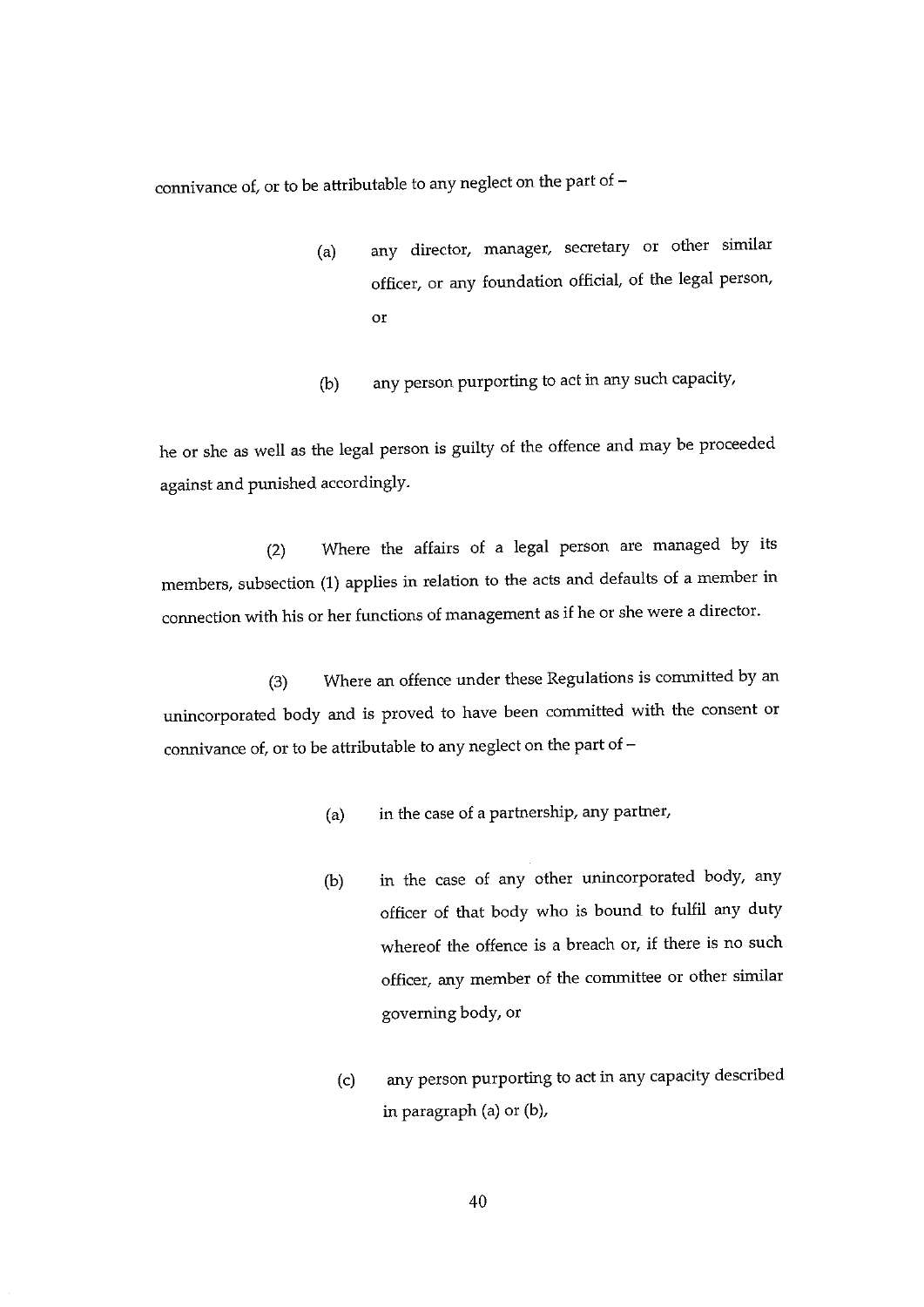connivance of, or to be attributable to any neglect on the part of –

(a) any director, manager, secretary or other similar officer, or any foundation official, of the legal person, or

(b) any person purporting to act in any such capacity,

he or she as well as the legal person is guilty of the offence and may be proceeded against and punished accordingly.

(2) Where the affairs of a legal person are managed by its members, subsection (1) applies in relation to the acts and defaults of a member in connection with his or her functions of management as if he or she were a director.

(3) Where an offence under these Regulations is committed by an unincorporated body and is proved to have been committed with the consent or connivance of, or to be attributable to any neglect on the part of –

(a) in the case of a partnership, any partner,

(b) in the case of any other unincorporated body, any officer of that body who is bound to fulfil any duty whereof the offence is a breach or, if there is no such officer, any member of the committee or other similar governing body, or

(c) any person purporting to act in any capacity described in paragraph (a) or (b),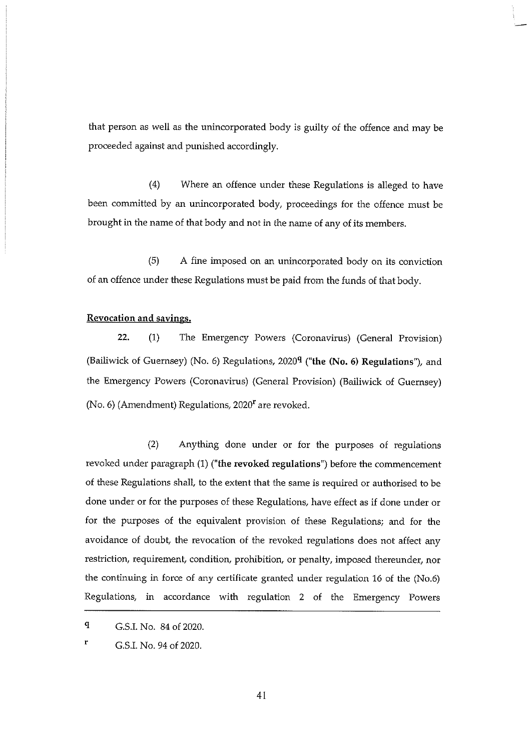that person as well as the unincorporated body is guilty of the offence and may be proceeded against and punished accordingly.

(4) Where an offence under these Regulations is alleged to have been committed by an unincorporated body, proceedings for the offence must be brought in the name of that body and not in the name of any of its members.

(5) A fine imposed on an unincorporated body on its conviction of an offence under these Regulations must be paid from the funds of that body.

**Revocation and savings.**

**22.** (1) The Emergency Powers (Coronavirus) (General Provision) (Bailiwick of Guernsey) (No. 6) Regulations, 2020[q] (**"the (No. 6) Regulations"**), and the Emergency Powers (Coronavirus) (General Provision) (Bailiwick of Guernsey) (No. 6) (Amendment) Regulations, 2020[r] are revoked.

(2) Anything done under or for the purposes of regulations revoked under paragraph (1) (**"the revoked regulations"**) before the commencement of these Regulations shall, to the extent that the same is required or authorised to be done under or for the purposes of these Regulations, have effect as if done under or for the purposes of the equivalent provision of these Regulations; and for the avoidance of doubt, the revocation of the revoked regulations does not affect any restriction, requirement, condition, prohibition, or penalty, imposed thereunder, nor the continuing in force of any certificate granted under regulation 16 of the (No.6) Regulations, in accordance with regulation 2 of the Emergency Powers

---

[q] G.S.I. No. 84 of 2020.

[r] G.S.I. No. 94 of 2020.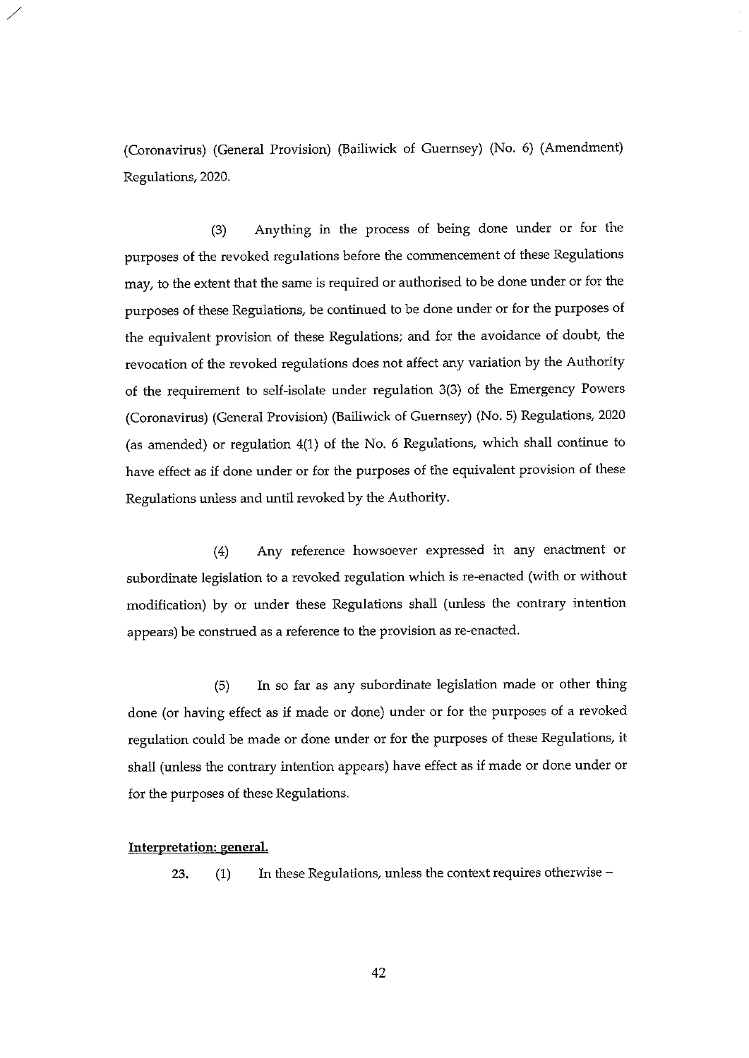(Coronavirus) (General Provision) (Bailiwick of Guernsey) (No. 6) (Amendment) Regulations, 2020.

(3) Anything in the process of being done under or for the purposes of the revoked regulations before the commencement of these Regulations may, to the extent that the same is required or authorised to be done under or for the purposes of these Regulations, be continued to be done under or for the purposes of the equivalent provision of these Regulations; and for the avoidance of doubt, the revocation of the revoked regulations does not affect any variation by the Authority of the requirement to self-isolate under regulation 3(3) of the Emergency Powers (Coronavirus) (General Provision) (Bailiwick of Guernsey) (No. 5) Regulations, 2020 (as amended) or regulation 4(1) of the No. 6 Regulations, which shall continue to have effect as if done under or for the purposes of the equivalent provision of these Regulations unless and until revoked by the Authority.

(4) Any reference howsoever expressed in any enactment or subordinate legislation to a revoked regulation which is re-enacted (with or without modification) by or under these Regulations shall (unless the contrary intention appears) be construed as a reference to the provision as re-enacted.

(5) In so far as any subordinate legislation made or other thing done (or having effect as if made or done) under or for the purposes of a revoked regulation could be made or done under or for the purposes of these Regulations, it shall (unless the contrary intention appears) have effect as if made or done under or for the purposes of these Regulations.

**Interpretation: general.**

**23.** (1) In these Regulations, unless the context requires otherwise –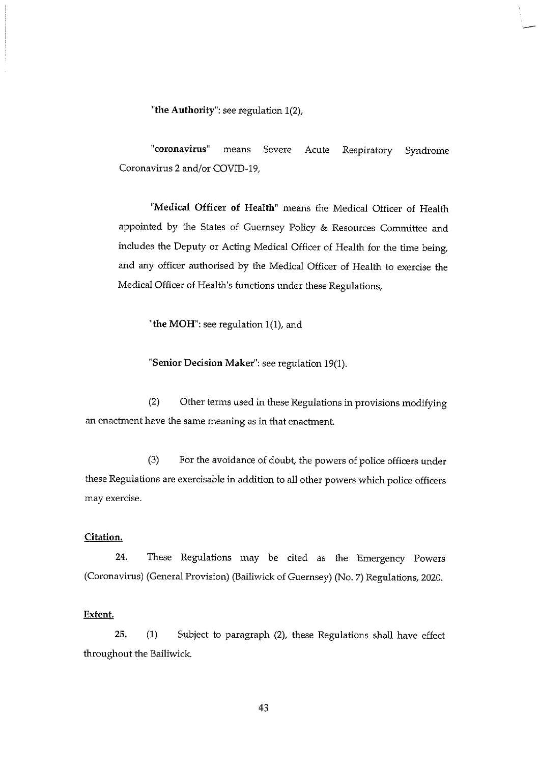"**the Authority**": see regulation 1(2),

"**coronavirus**" means Severe Acute Respiratory Syndrome Coronavirus 2 and/or COVID-19,

"**Medical Officer of Health**" means the Medical Officer of Health appointed by the States of Guernsey Policy & Resources Committee and includes the Deputy or Acting Medical Officer of Health for the time being, and any officer authorised by the Medical Officer of Health to exercise the Medical Officer of Health's functions under these Regulations,

"**the MOH**": see regulation 1(1), and

"**Senior Decision Maker**": see regulation 19(1).

(2) Other terms used in these Regulations in provisions modifying an enactment have the same meaning as in that enactment.

(3) For the avoidance of doubt, the powers of police officers under these Regulations are exercisable in addition to all other powers which police officers may exercise.

**Citation.**

**24.** These Regulations may be cited as the Emergency Powers (Coronavirus) (General Provision) (Bailiwick of Guernsey) (No. 7) Regulations, 2020.

**Extent.**

**25.** (1) Subject to paragraph (2), these Regulations shall have effect throughout the Bailiwick.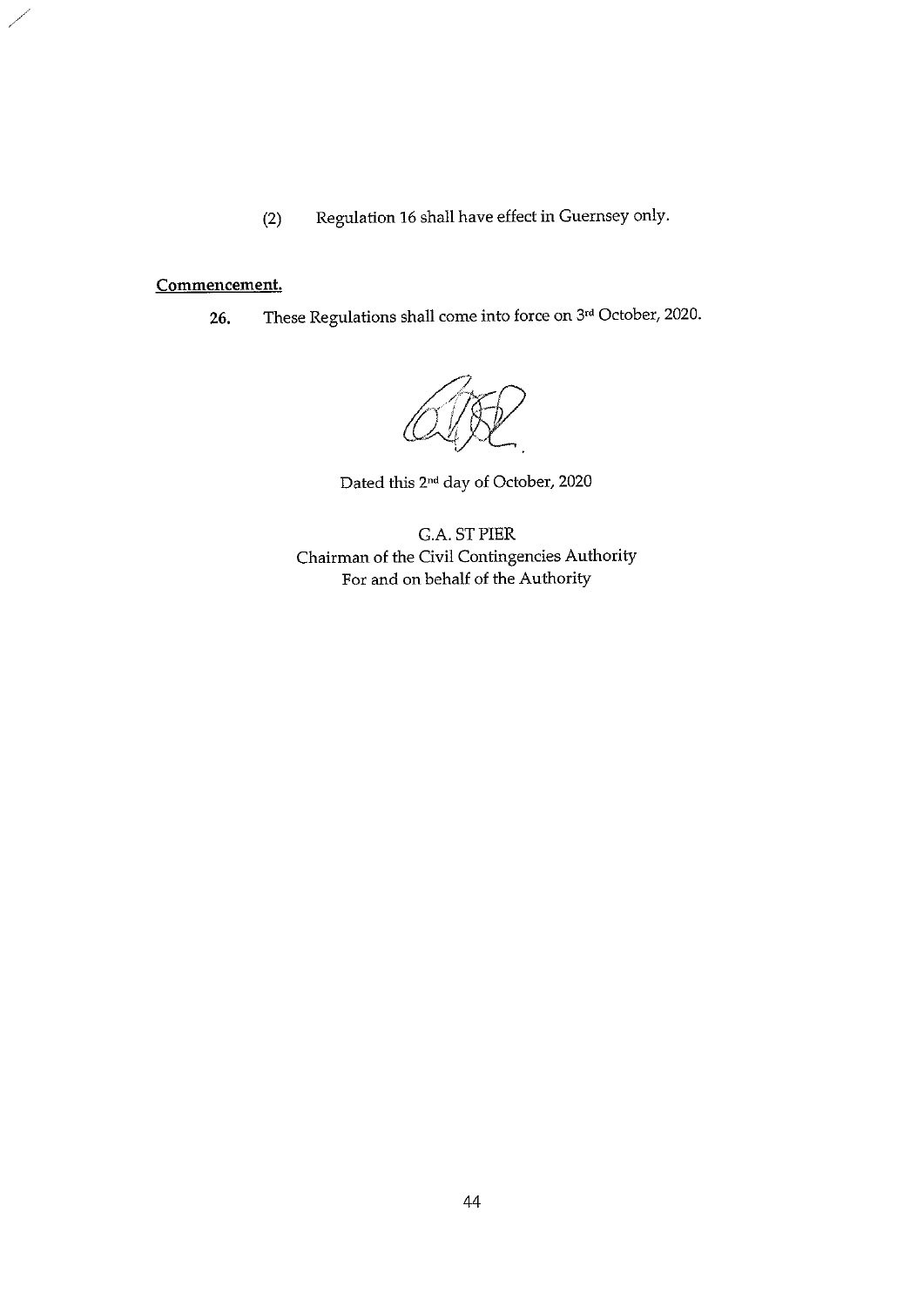(2) Regulation 16 shall have effect in Guernsey only.

**Commencement.**

**26.** These Regulations shall come into force on 3rd October, 2020.

Dated this 2nd day of October, 2020

G.A. ST PIER
Chairman of the Civil Contingencies Authority
For and on behalf of the Authority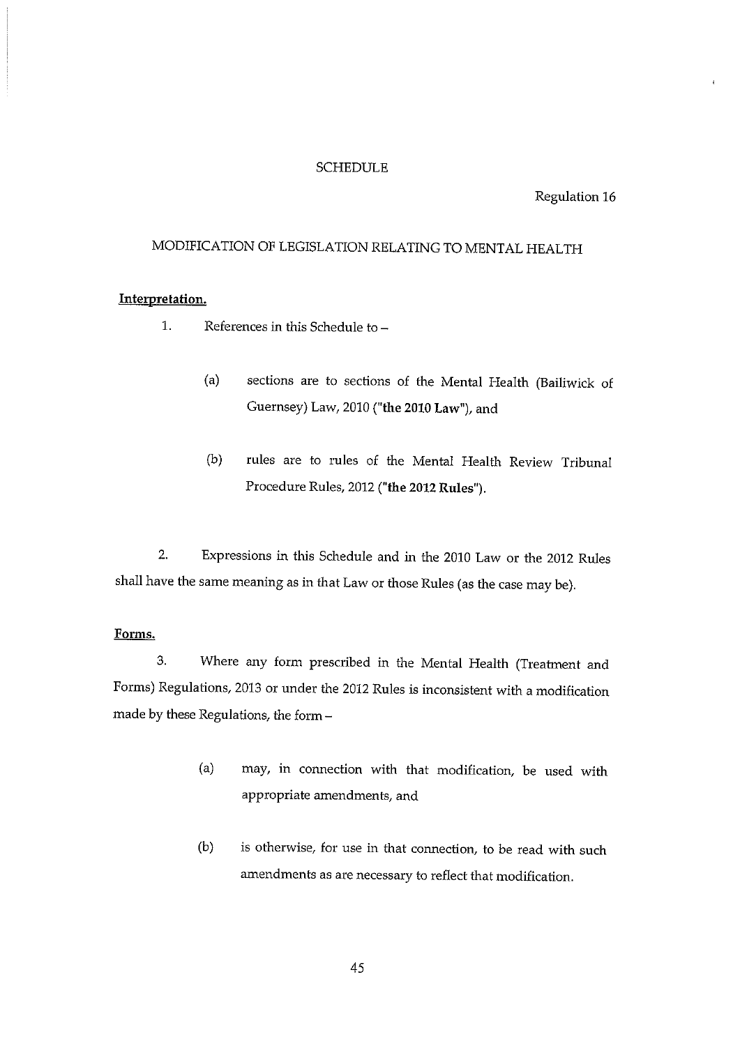# SCHEDULE

Regulation 16

## MODIFICATION OF LEGISLATION RELATING TO MENTAL HEALTH

**Interpretation.**

1. References in this Schedule to –

   (a) sections are to sections of the Mental Health (Bailiwick of Guernsey) Law, 2010 (**"the 2010 Law"**), and

   (b) rules are to rules of the Mental Health Review Tribunal Procedure Rules, 2012 (**"the 2012 Rules"**).

2. Expressions in this Schedule and in the 2010 Law or the 2012 Rules shall have the same meaning as in that Law or those Rules (as the case may be).

**Forms.**

3. Where any form prescribed in the Mental Health (Treatment and Forms) Regulations, 2013 or under the 2012 Rules is inconsistent with a modification made by these Regulations, the form –

   (a) may, in connection with that modification, be used with appropriate amendments, and

   (b) is otherwise, for use in that connection, to be read with such amendments as are necessary to reflect that modification.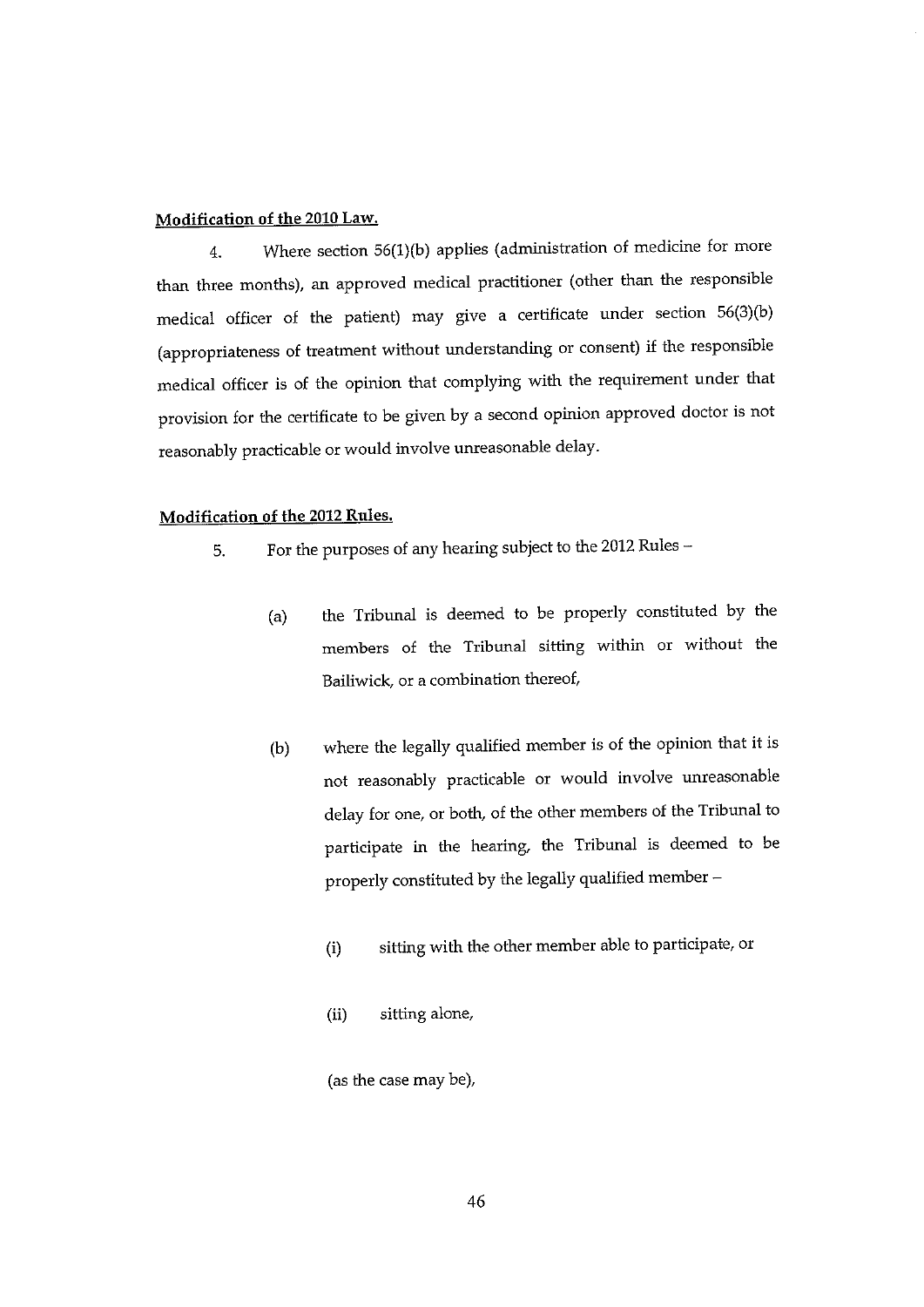**Modification of the 2010 Law.**

4. Where section 56(1)(b) applies (administration of medicine for more than three months), an approved medical practitioner (other than the responsible medical officer of the patient) may give a certificate under section 56(3)(b) (appropriateness of treatment without understanding or consent) if the responsible medical officer is of the opinion that complying with the requirement under that provision for the certificate to be given by a second opinion approved doctor is not reasonably practicable or would involve unreasonable delay.

**Modification of the 2012 Rules.**

5. For the purposes of any hearing subject to the 2012 Rules –

(a) the Tribunal is deemed to be properly constituted by the members of the Tribunal sitting within or without the Bailiwick, or a combination thereof,

(b) where the legally qualified member is of the opinion that it is not reasonably practicable or would involve unreasonable delay for one, or both, of the other members of the Tribunal to participate in the hearing, the Tribunal is deemed to be properly constituted by the legally qualified member –

(i) sitting with the other member able to participate, or

(ii) sitting alone,

(as the case may be),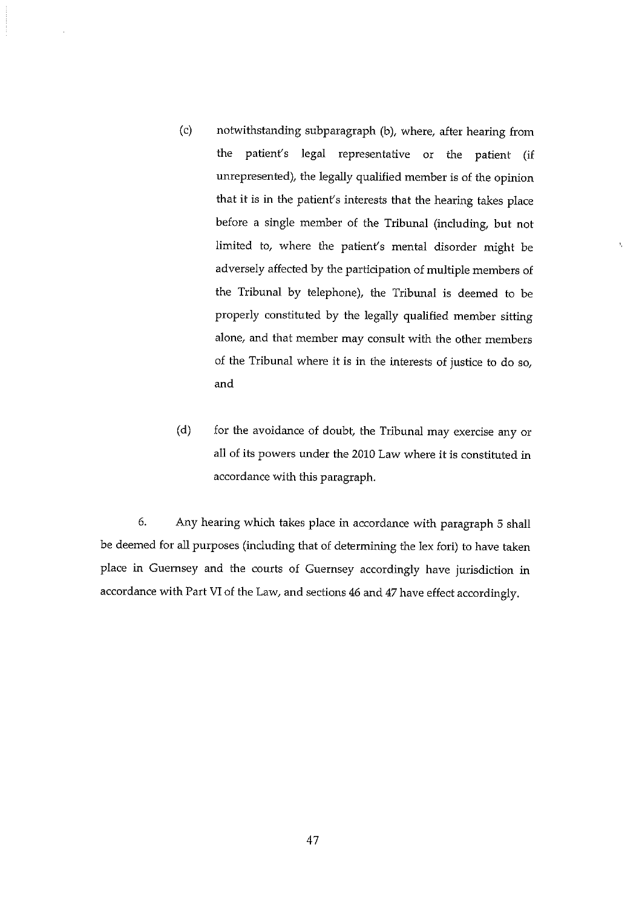(c) notwithstanding subparagraph (b), where, after hearing from the patient's legal representative or the patient (if unrepresented), the legally qualified member is of the opinion that it is in the patient's interests that the hearing takes place before a single member of the Tribunal (including, but not limited to, where the patient's mental disorder might be adversely affected by the participation of multiple members of the Tribunal by telephone), the Tribunal is deemed to be properly constituted by the legally qualified member sitting alone, and that member may consult with the other members of the Tribunal where it is in the interests of justice to do so, and

(d) for the avoidance of doubt, the Tribunal may exercise any or all of its powers under the 2010 Law where it is constituted in accordance with this paragraph.

6. Any hearing which takes place in accordance with paragraph 5 shall be deemed for all purposes (including that of determining the lex fori) to have taken place in Guernsey and the courts of Guernsey accordingly have jurisdiction in accordance with Part VI of the Law, and sections 46 and 47 have effect accordingly.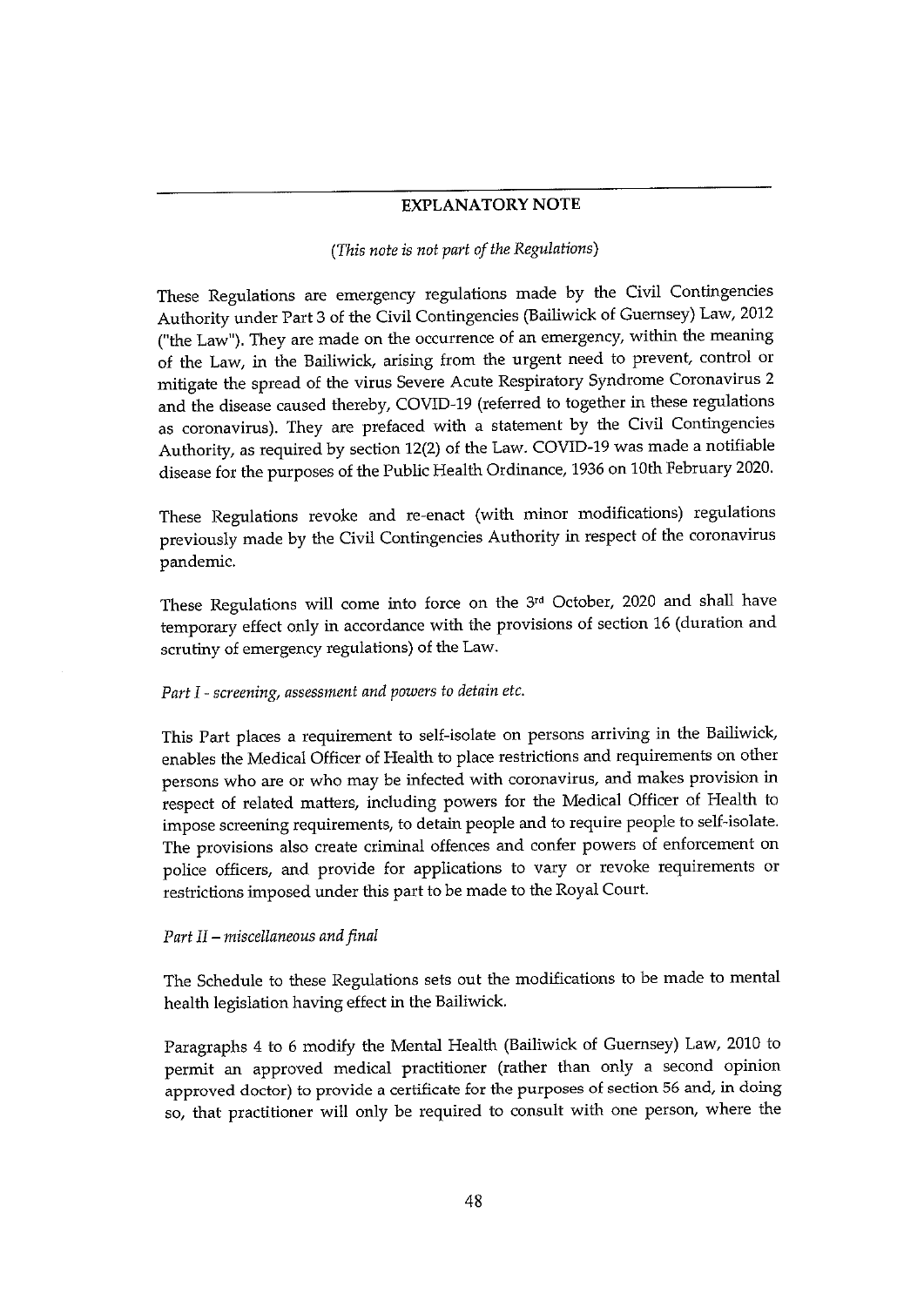## EXPLANATORY NOTE

*(This note is not part of the Regulations)*

These Regulations are emergency regulations made by the Civil Contingencies Authority under Part 3 of the Civil Contingencies (Bailiwick of Guernsey) Law, 2012 ("the Law"). They are made on the occurrence of an emergency, within the meaning of the Law, in the Bailiwick, arising from the urgent need to prevent, control or mitigate the spread of the virus Severe Acute Respiratory Syndrome Coronavirus 2 and the disease caused thereby, COVID-19 (referred to together in these regulations as coronavirus). They are prefaced with a statement by the Civil Contingencies Authority, as required by section 12(2) of the Law. COVID-19 was made a notifiable disease for the purposes of the Public Health Ordinance, 1936 on 10th February 2020.

These Regulations revoke and re-enact (with minor modifications) regulations previously made by the Civil Contingencies Authority in respect of the coronavirus pandemic.

These Regulations will come into force on the 3rd October, 2020 and shall have temporary effect only in accordance with the provisions of section 16 (duration and scrutiny of emergency regulations) of the Law.

*Part I - screening, assessment and powers to detain etc.*

This Part places a requirement to self-isolate on persons arriving in the Bailiwick, enables the Medical Officer of Health to place restrictions and requirements on other persons who are or who may be infected with coronavirus, and makes provision in respect of related matters, including powers for the Medical Officer of Health to impose screening requirements, to detain people and to require people to self-isolate. The provisions also create criminal offences and confer powers of enforcement on police officers, and provide for applications to vary or revoke requirements or restrictions imposed under this part to be made to the Royal Court.

*Part II – miscellaneous and final*

The Schedule to these Regulations sets out the modifications to be made to mental health legislation having effect in the Bailiwick.

Paragraphs 4 to 6 modify the Mental Health (Bailiwick of Guernsey) Law, 2010 to permit an approved medical practitioner (rather than only a second opinion approved doctor) to provide a certificate for the purposes of section 56 and, in doing so, that practitioner will only be required to consult with one person, where the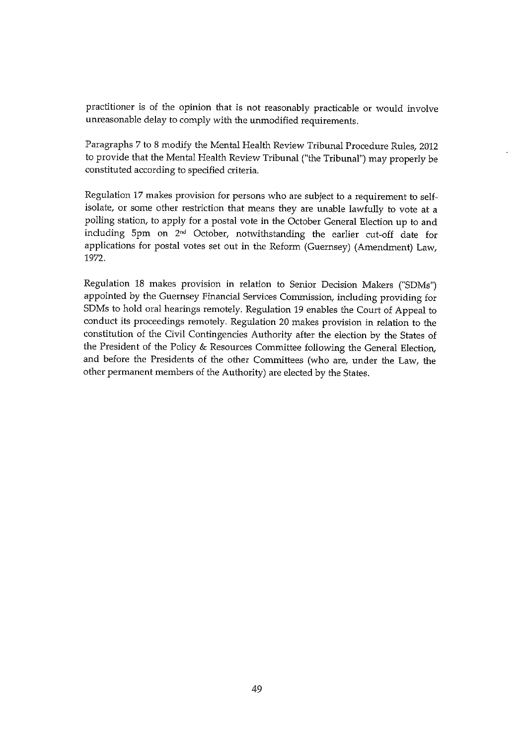practitioner is of the opinion that is not reasonably practicable or would involve unreasonable delay to comply with the unmodified requirements.

Paragraphs 7 to 8 modify the Mental Health Review Tribunal Procedure Rules, 2012 to provide that the Mental Health Review Tribunal ("the Tribunal") may properly be constituted according to specified criteria.

Regulation 17 makes provision for persons who are subject to a requirement to self-isolate, or some other restriction that means they are unable lawfully to vote at a polling station, to apply for a postal vote in the October General Election up to and including 5pm on 2nd October, notwithstanding the earlier cut-off date for applications for postal votes set out in the Reform (Guernsey) (Amendment) Law, 1972.

Regulation 18 makes provision in relation to Senior Decision Makers ("SDMs") appointed by the Guernsey Financial Services Commission, including providing for SDMs to hold oral hearings remotely. Regulation 19 enables the Court of Appeal to conduct its proceedings remotely. Regulation 20 makes provision in relation to the constitution of the Civil Contingencies Authority after the election by the States of the President of the Policy & Resources Committee following the General Election, and before the Presidents of the other Committees (who are, under the Law, the other permanent members of the Authority) are elected by the States.